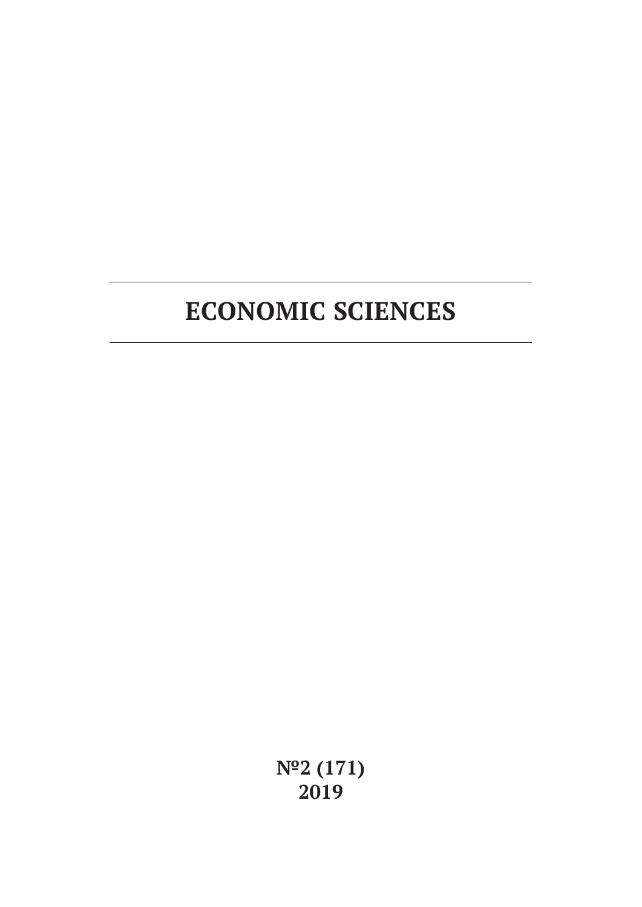# ECONOMIC SCIENCES

**№2 (171)**
**2019**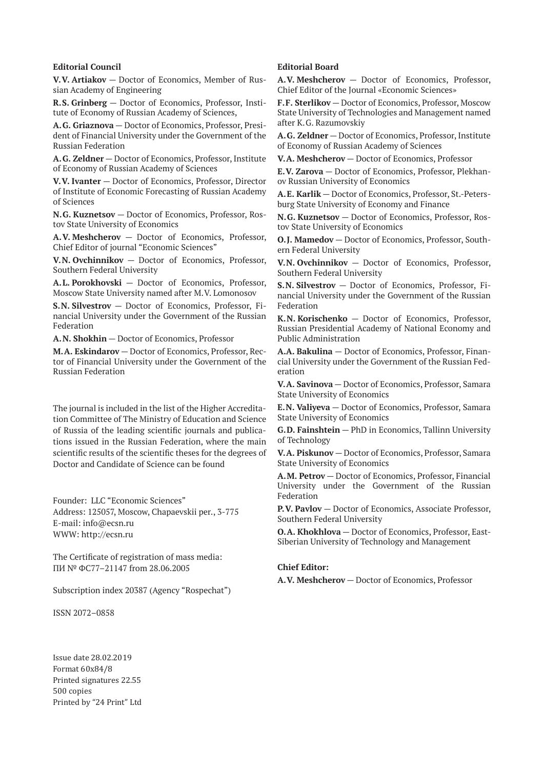**Editorial Council**

**V.V. Artiakov** — Doctor of Economics, Member of Russian Academy of Engineering

**R.S. Grinberg** — Doctor of Economics, Professor, Institute of Economy of Russian Academy of Sciences,

**A.G. Griaznova** — Doctor of Economics, Professor, President of Financial University under the Government of the Russian Federation

**A.G. Zeldner** — Doctor of Economics, Professor, Institute of Economy of Russian Academy of Sciences

**V.V. Ivanter** — Doctor of Economics, Professor, Director of Institute of Economic Forecasting of Russian Academy of Sciences

**N.G. Kuznetsov** — Doctor of Economics, Professor, Rostov State University of Economics

**A.V. Meshcherov** — Doctor of Economics, Professor, Chief Editor of journal "Economic Sciences"

**V.N. Ovchinnikov** — Doctor of Economics, Professor, Southern Federal University

**A.L. Porokhovski** — Doctor of Economics, Professor, Moscow State University named after M.V. Lomonosov

**S.N. Silvestrov** — Doctor of Economics, Professor, Financial University under the Government of the Russian Federation

**A.N. Shokhin** — Doctor of Economics, Professor

**M.A. Eskindarov** — Doctor of Economics, Professor, Rector of Financial University under the Government of the Russian Federation

The journal is included in the list of the Higher Accreditation Committee of The Ministry of Education and Science of Russia of the leading scientific journals and publications issued in the Russian Federation, where the main scientific results of the scientific theses for the degrees of Doctor and Candidate of Science can be found

Founder: LLC "Economic Sciences"
Address: 125057, Moscow, Chapaevskii per., 3-775
E-mail: info@ecsn.ru
WWW: http://ecsn.ru

The Certificate of registration of mass media:
ПИ № ФС77–21147 from 28.06.2005

Subscription index 20387 (Agency "Rospechat")

ISSN 2072–0858

Issue date 28.02.2019
Format 60x84/8
Printed signatures 22.55
500 copies
Printed by "24 Print" Ltd

**Editorial Board**

**A.V. Meshcherov** — Doctor of Economics, Professor, Chief Editor of the Journal «Economic Sciences»

**F.F. Sterlikov** — Doctor of Economics, Professor, Moscow State University of Technologies and Management named after K.G. Razumovskiy

**A.G. Zeldner** — Doctor of Economics, Professor, Institute of Economy of Russian Academy of Sciences

**V.A. Meshcherov** — Doctor of Economics, Professor

**E.V. Zarova** — Doctor of Economics, Professor, Plekhanov Russian University of Economics

**A.E. Karlik** — Doctor of Economics, Professor, St.-Petersburg State University of Economy and Finance

**N.G. Kuznetsov** — Doctor of Economics, Professor, Rostov State University of Economics

**O.J. Mamedov** — Doctor of Economics, Professor, Southern Federal University

**V.N. Ovchinnikov** — Doctor of Economics, Professor, Southern Federal University

**S.N. Silvestrov** — Doctor of Economics, Professor, Financial University under the Government of the Russian Federation

**K.N. Korischenko** — Doctor of Economics, Professor, Russian Presidential Academy of National Economy and Public Administration

**A.A. Bakulina** — Doctor of Economics, Professor, Financial University under the Government of the Russian Federation

**V.A. Savinova** — Doctor of Economics, Professor, Samara State University of Economics

**E.N. Valiyeva** — Doctor of Economics, Professor, Samara State University of Economics

**G.D. Fainshtein** — PhD in Economics, Tallinn University of Technology

**V.A. Piskunov** — Doctor of Economics, Professor, Samara State University of Economics

**A.M. Petrov** — Doctor of Economics, Professor, Financial University under the Government of the Russian Federation

**P.V. Pavlov** — Doctor of Economics, Associate Professor, Southern Federal University

**O.A. Khokhlova** — Doctor of Economics, Professor, East-Siberian University of Technology and Management

**Chief Editor:**

**A.V. Meshcherov** — Doctor of Economics, Professor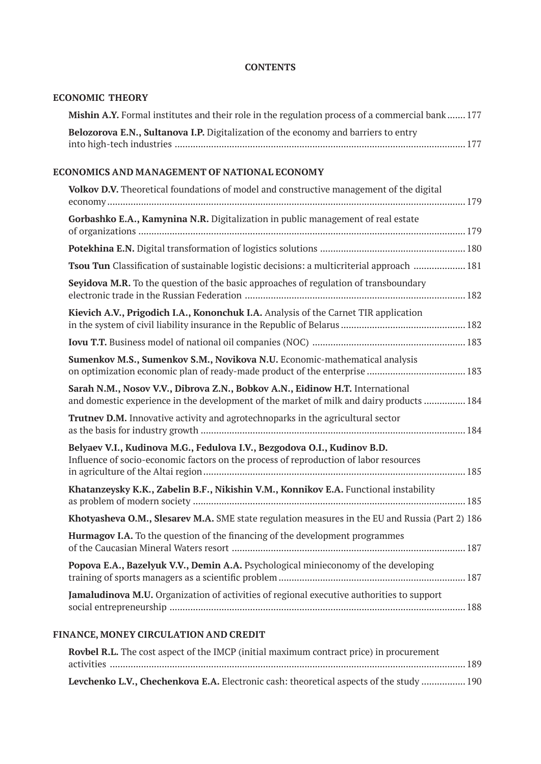**CONTENTS**

## ECONOMIC THEORY

**Mishin A.Y.** Formal institutes and their role in the regulation process of a commercial bank ....... 177

**Belozorova E.N., Sultanova I.P.** Digitalization of the economy and barriers to entry into high-tech industries ............................................................................................................... 177

## ECONOMICS AND MANAGEMENT OF NATIONAL ECONOMY

**Volkov D.V.** Theoretical foundations of model and constructive management of the digital economy ......................................................................................................................................... 179

**Gorbashko E.A., Kamynina N.R.** Digitalization in public management of real estate of organizations .............................................................................................................................. 179

**Potekhina E.N.** Digital transformation of logistics solutions ........................................................ 180

**Tsou Tun** Classification of sustainable logistic decisions: a multicriterial approach .................... 181

**Seyidova M.R.** To the question of the basic approaches of regulation of transboundary electronic trade in the Russian Federation ..................................................................................... 182

**Kievich A.V., Prigodich I.A., Kononchuk I.A.** Analysis of the Carnet TIR application in the system of civil liability insurance in the Republic of Belarus ................................................ 182

**Iovu T.T.** Business model of national oil companies (NOC) ........................................................... 183

**Sumenkov M.S., Sumenkov S.M., Novikova N.U.** Economic-mathematical analysis on optimization economic plan of ready-made product of the enterprise ...................................... 183

**Sarah N.M., Nosov V.V., Dibrova Z.N., Bobkov A.N., Eidinow H.T.** International and domestic experience in the development of the market of milk and dairy products ................ 184

**Trutnev D.M.** Innovative activity and agrotechnoparks in the agricultural sector as the basis for industry growth ...................................................................................................... 184

**Belyaev V.I., Kudinova M.G., Fedulova I.V., Bezgodova O.I., Kudinov B.D.** Influence of socio-economic factors on the process of reproduction of labor resources in agriculture of the Altai region ..................................................................................................... 185

**Khatanzeysky K.K., Zabelin B.F., Nikishin V.M., Konnikov E.A.** Functional instability as problem of modern society ......................................................................................................... 185

**Khotyasheva O.M., Slesarev M.A.** SME state regulation measures in the EU and Russia (Part 2) 186

**Hurmagov I.A.** To the question of the financing of the development programmes of the Caucasian Mineral Waters resort .......................................................................................... 187

**Popova E.A., Bazelyuk V.V., Demin A.A.** Psychological minieconomy of the developing training of sports managers as a scientific problem ....................................................................... 187

**Jamaludinova M.U.** Organization of activities of regional executive authorities to support social entrepreneurship ................................................................................................................. 188

## FINANCE, MONEY CIRCULATION AND CREDIT

**Rovbel R.L.** The cost aspect of the IMCP (initial maximum contract price) in procurement activities ........................................................................................................................................ 189

**Levchenko L.V., Chechenkova E.A.** Electronic cash: theoretical aspects of the study ................ 190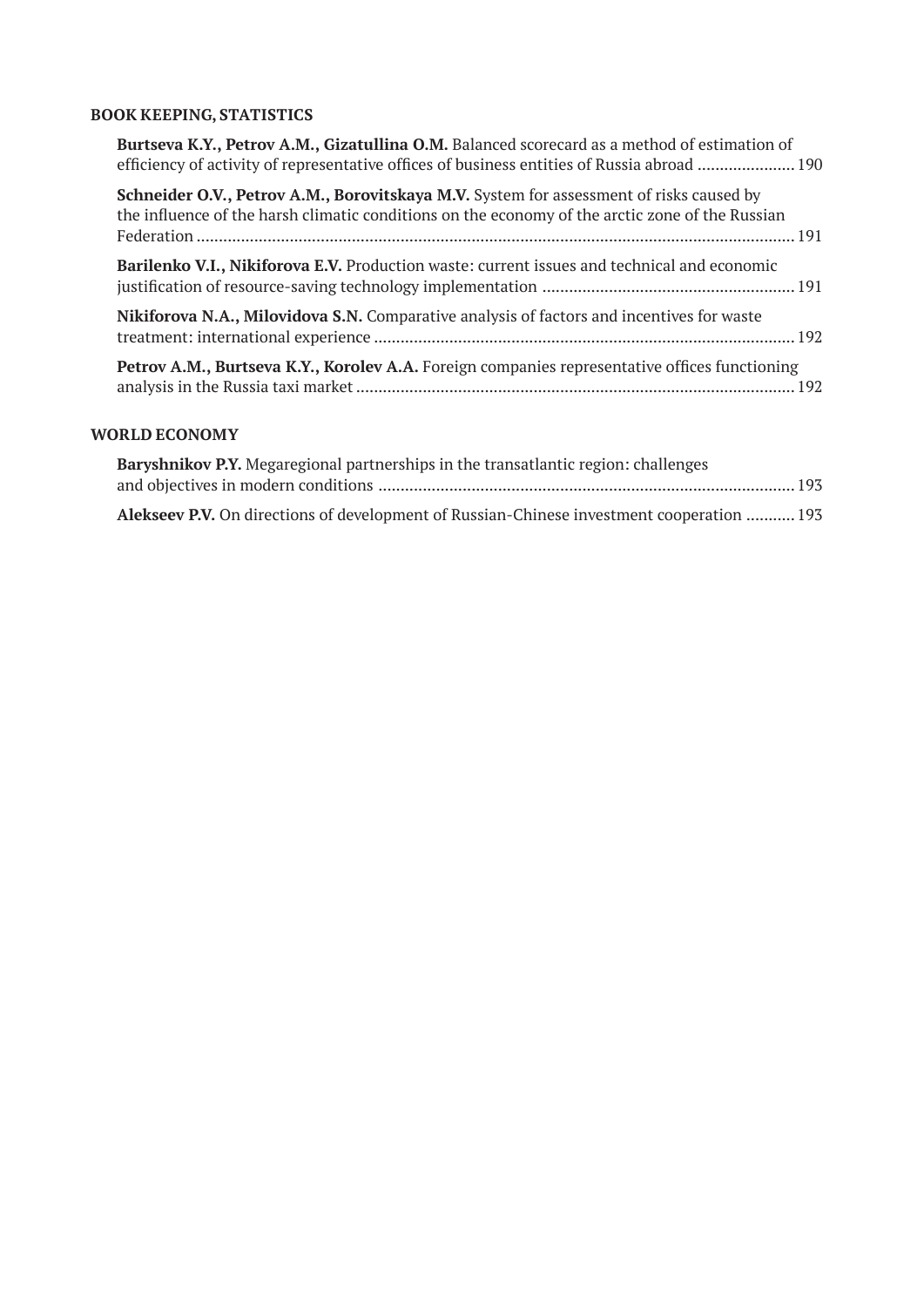## BOOK KEEPING, STATISTICS

**Burtseva K.Y., Petrov A.M., Gizatullina O.M.** Balanced scorecard as a method of estimation of efficiency of activity of representative offices of business entities of Russia abroad ...................... 190

**Schneider O.V., Petrov A.M., Borovitskaya M.V.** System for assessment of risks caused by the influence of the harsh climatic conditions on the economy of the arctic zone of the Russian Federation ........................................................................................................................................ 191

**Barilenko V.I., Nikiforova E.V.** Production waste: current issues and technical and economic justification of resource-saving technology implementation ......................................................... 191

**Nikiforova N.A., Milovidova S.N.** Comparative analysis of factors and incentives for waste treatment: international experience ............................................................................................... 192

**Petrov A.M., Burtseva K.Y., Korolev A.A.** Foreign companies representative offices functioning analysis in the Russia taxi market ................................................................................................... 192

## WORLD ECONOMY

**Baryshnikov P.Y.** Megaregional partnerships in the transatlantic region: challenges and objectives in modern conditions .............................................................................................. 193

**Alekseev P.V.** On directions of development of Russian-Chinese investment cooperation ........... 193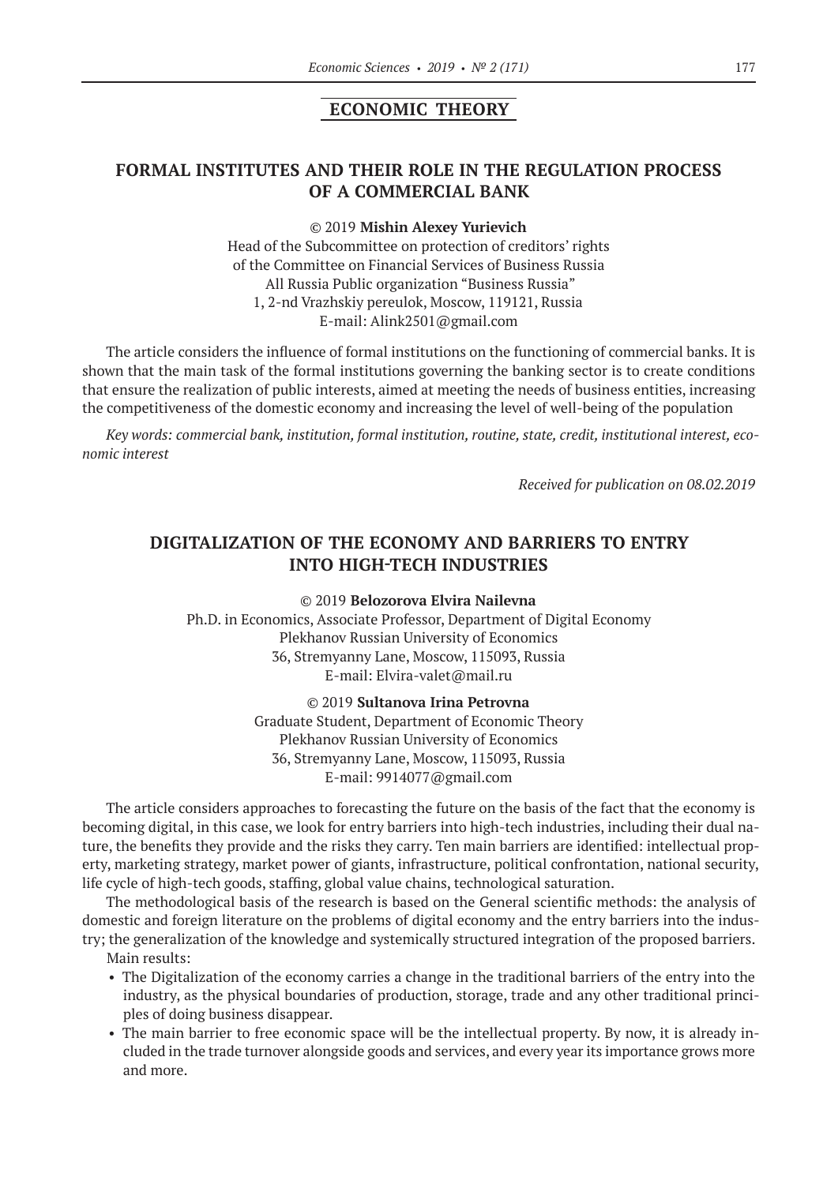## ECONOMIC THEORY

### FORMAL INSTITUTES AND THEIR ROLE IN THE REGULATION PROCESS OF A COMMERCIAL BANK

© 2019 **Mishin Alexey Yurievich**
Head of the Subcommittee on protection of creditors' rights
of the Committee on Financial Services of Business Russia
All Russia Public organization "Business Russia"
1, 2-nd Vrazhskiy pereulok, Moscow, 119121, Russia
E-mail: Alink2501@gmail.com

The article considers the influence of formal institutions on the functioning of commercial banks. It is shown that the main task of the formal institutions governing the banking sector is to create conditions that ensure the realization of public interests, aimed at meeting the needs of business entities, increasing the competitiveness of the domestic economy and increasing the level of well-being of the population

*Key words: commercial bank, institution, formal institution, routine, state, credit, institutional interest, economic interest*

*Received for publication on 08.02.2019*

### DIGITALIZATION OF THE ECONOMY AND BARRIERS TO ENTRY INTO HIGH-TECH INDUSTRIES

© 2019 **Belozorova Elvira Nailevna**
Ph.D. in Economics, Associate Professor, Department of Digital Economy
Plekhanov Russian University of Economics
36, Stremyanny Lane, Moscow, 115093, Russia
E-mail: Elvira-valet@mail.ru

© 2019 **Sultanova Irina Petrovna**
Graduate Student, Department of Economic Theory
Plekhanov Russian University of Economics
36, Stremyanny Lane, Moscow, 115093, Russia
E-mail: 9914077@gmail.com

The article considers approaches to forecasting the future on the basis of the fact that the economy is becoming digital, in this case, we look for entry barriers into high-tech industries, including their dual nature, the benefits they provide and the risks they carry. Ten main barriers are identified: intellectual property, marketing strategy, market power of giants, infrastructure, political confrontation, national security, life cycle of high-tech goods, staffing, global value chains, technological saturation.

The methodological basis of the research is based on the General scientific methods: the analysis of domestic and foreign literature on the problems of digital economy and the entry barriers into the industry; the generalization of the knowledge and systemically structured integration of the proposed barriers.

Main results:

- The Digitalization of the economy carries a change in the traditional barriers of the entry into the industry, as the physical boundaries of production, storage, trade and any other traditional principles of doing business disappear.
- The main barrier to free economic space will be the intellectual property. By now, it is already included in the trade turnover alongside goods and services, and every year its importance grows more and more.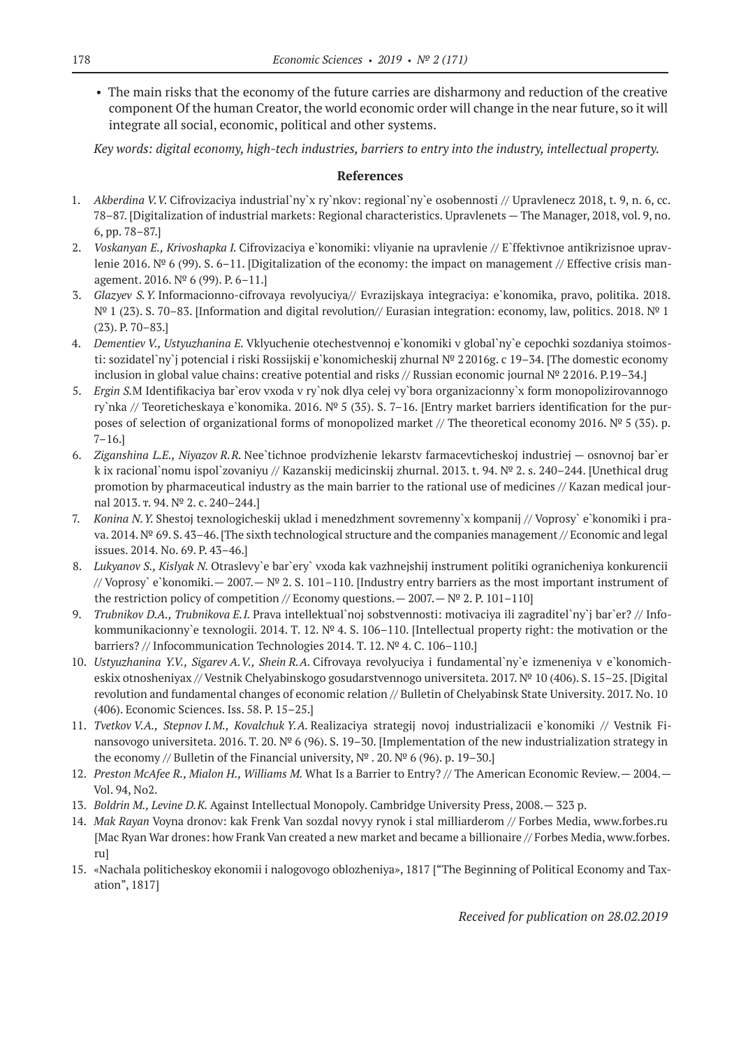- The main risks that the economy of the future carries are disharmony and reduction of the creative component Of the human Creator, the world economic order will change in the near future, so it will integrate all social, economic, political and other systems.

*Key words: digital economy, high-tech industries, barriers to entry into the industry, intellectual property.*

## References

1. *Akberdina V.V.* Cifrovizaciya industrial`ny`x ry`nkov: regional`ny`e osobennosti // Upravlenecz 2018, t. 9, n. 6, cc. 78–87. [Digitalization of industrial markets: Regional characteristics. Upravlenets — The Manager, 2018, vol. 9, no. 6, pp. 78–87.]
2. *Voskanyan E., Krivoshapka I.* Cifrovizaciya e`konomiki: vliyanie na upravlenie // E`ffektivnoe antikrizisnoe upravlenie 2016. № 6 (99). S. 6–11. [Digitalization of the economy: the impact on management // Effective crisis management. 2016. № 6 (99). P. 6–11.]
3. *Glazyev S.Y.* Informacionno-cifrovaya revolyuciya// Evrazijskaya integraciya: e`konomika, pravo, politika. 2018. № 1 (23). S. 70–83. [Information and digital revolution// Eurasian integration: economy, law, politics. 2018. № 1 (23). P. 70–83.]
4. *Dementiev V., Ustyuzhanina E.* Vklyuchenie otechestvennoj e`konomiki v global`ny`e cepochki sozdaniya stoimosti: sozidatel`ny`j potencial i riski Rossijskij e`konomicheskij zhurnal № 2 2016g. c 19–34. [The domestic economy inclusion in global value chains: creative potential and risks // Russian economic journal № 2 2016. P.19–34.]
5. *Ergin S.*M Identifikaciya bar`erov vxoda v ry`nok dlya celej vy`bora organizacionny`x form monopolizirovannogo ry`nka // Teoreticheskaya e`konomika. 2016. № 5 (35). S. 7–16. [Entry market barriers identification for the purposes of selection of organizational forms of monopolized market // The theoretical economy 2016. № 5 (35). p. 7–16.]
6. *Ziganshina L.E., Niyazov R.R.* Nee`tichnoe prodvizhenie lekarstv farmacevticheskoj industriej — osnovnoj bar`er k ix racional`nomu ispol`zovaniyu // Kazanskij medicinskij zhurnal. 2013. t. 94. № 2. s. 240–244. [Unethical drug promotion by pharmaceutical industry as the main barrier to the rational use of medicines // Kazan medical journal 2013. т. 94. № 2. с. 240–244.]
7. *Konina N.Y.* Shestoj texnologicheskij uklad i menedzhment sovremenny`x kompanij // Voprosy` e`konomiki i prava. 2014. № 69. S. 43–46. [The sixth technological structure and the companies management // Economic and legal issues. 2014. No. 69. P. 43–46.]
8. *Lukyanov S., Kislyak N.* Otraslevy`e bar`ery` vxoda kak vazhnejshij instrument politiki ogranicheniya konkurencii // Voprosy` e`konomiki.— 2007.— № 2. S. 101–110. [Industry entry barriers as the most important instrument of the restriction policy of competition // Economy questions.— 2007.— № 2. P. 101–110]
9. *Trubnikov D.A., Trubnikova E.I.* Prava intellektual`noj sobstvennosti: motivaciya ili zagraditel`ny`j bar`er? // Infokommunikacionny`e texnologii. 2014. T. 12. № 4. S. 106–110. [Intellectual property right: the motivation or the barriers? // Infocommunication Technologies 2014. T. 12. № 4. C. 106–110.]
10. *Ustyuzhanina Y.V., Sigarev A.V., Shein R.A.* Cifrovaya revolyuciya i fundamental`ny`e izmeneniya v e`konomicheskix otnosheniyax // Vestnik Chelyabinskogo gosudarstvennogo universiteta. 2017. № 10 (406). S. 15–25. [Digital revolution and fundamental changes of economic relation // Bulletin of Chelyabinsk State University. 2017. No. 10 (406). Economic Sciences. Iss. 58. P. 15–25.]
11. *Tvetkov V.A., Stepnov I.M., Kovalchuk Y.A.* Realizaciya strategij novoj industrializacii e`konomiki // Vestnik Finansovogo universiteta. 2016. T. 20. № 6 (96). S. 19–30. [Implementation of the new industrialization strategy in the economy // Bulletin of the Financial university, № . 20. № 6 (96). p. 19–30.]
12. *Preston McAfee R., Mialon H., Williams M.* What Is a Barrier to Entry? // The American Economic Review.— 2004.— Vol. 94, No2.
13. *Boldrin M., Levine D.K.* Against Intellectual Monopoly. Cambridge University Press, 2008.— 323 p.
14. *Mak Rayan* Voyna dronov: kak Frenk Van sozdal novyy rynok i stal milliarderom // Forbes Media, www.forbes.ru [Mac Ryan War drones: how Frank Van created a new market and became a billionaire // Forbes Media, www.forbes.ru]
15. «Nachala politicheskoy ekonomii i nalogovogo oblozheniya», 1817 ["The Beginning of Political Economy and Taxation", 1817]

*Received for publication on 28.02.2019*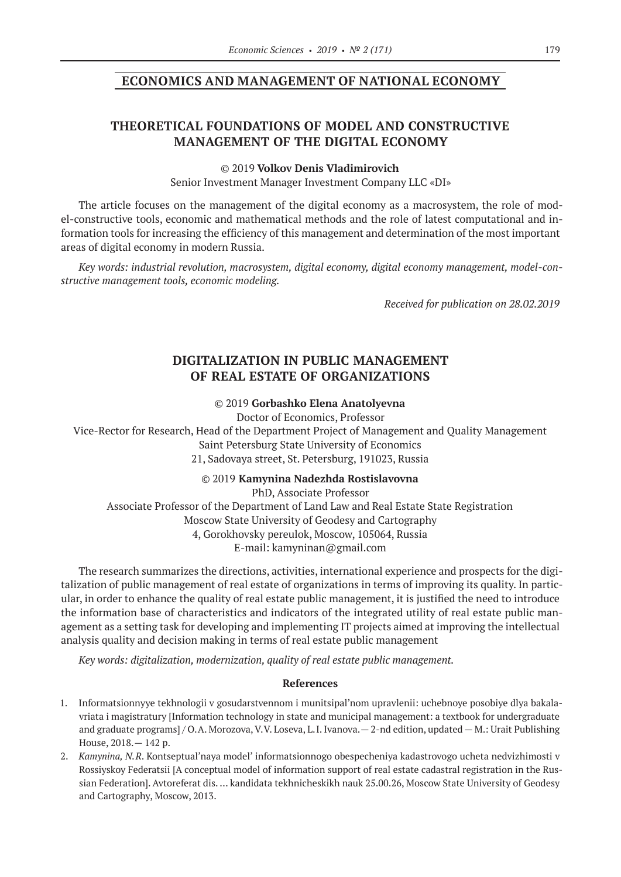## ECONOMICS AND MANAGEMENT OF NATIONAL ECONOMY

### THEORETICAL FOUNDATIONS OF MODEL AND CONSTRUCTIVE MANAGEMENT OF THE DIGITAL ECONOMY

© 2019 **Volkov Denis Vladimirovich**
Senior Investment Manager Investment Company LLC «DI»

The article focuses on the management of the digital economy as a macrosystem, the role of model-constructive tools, economic and mathematical methods and the role of latest computational and information tools for increasing the efficiency of this management and determination of the most important areas of digital economy in modern Russia.

*Key words: industrial revolution, macrosystem, digital economy, digital economy management, model-constructive management tools, economic modeling.*

*Received for publication on 28.02.2019*

### DIGITALIZATION IN PUBLIC MANAGEMENT OF REAL ESTATE OF ORGANIZATIONS

© 2019 **Gorbashko Elena Anatolyevna**
Doctor of Economics, Professor
Vice-Rector for Research, Head of the Department Project of Management and Quality Management
Saint Petersburg State University of Economics
21, Sadovaya street, St. Petersburg, 191023, Russia

© 2019 **Kamynina Nadezhda Rostislavovna**
PhD, Associate Professor
Associate Professor of the Department of Land Law and Real Estate State Registration
Moscow State University of Geodesy and Cartography
4, Gorokhovsky pereulok, Moscow, 105064, Russia
E-mail: kamyninan@gmail.com

The research summarizes the directions, activities, international experience and prospects for the digitalization of public management of real estate of organizations in terms of improving its quality. In particular, in order to enhance the quality of real estate public management, it is justified the need to introduce the information base of characteristics and indicators of the integrated utility of real estate public management as a setting task for developing and implementing IT projects aimed at improving the intellectual analysis quality and decision making in terms of real estate public management

*Key words: digitalization, modernization, quality of real estate public management.*

#### References

1. Informatsionnyye tekhnologii v gosudarstvennom i munitsipal'nom upravlenii: uchebnoye posobiye dlya bakalavriata i magistratury [Information technology in state and municipal management: a textbook for undergraduate and graduate programs] / O.A. Morozova, V.V. Loseva, L.I. Ivanova.— 2-nd edition, updated — M.: Urait Publishing House, 2018.— 142 p.
2. *Kamynina, N.R.* Kontseptual'naya model' informatsionnogo obespecheniya kadastrovogo ucheta nedvizhimosti v Rossiyskoy Federatsii [A conceptual model of information support of real estate cadastral registration in the Russian Federation]. Avtoreferat dis. … kandidata tekhnicheskikh nauk 25.00.26, Moscow State University of Geodesy and Cartography, Moscow, 2013.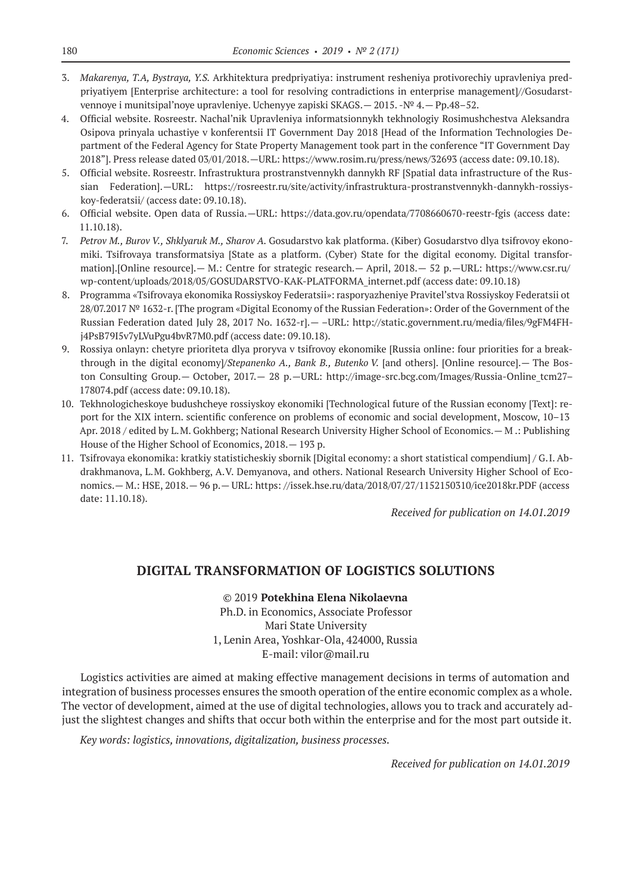3. *Makarenya, T.A, Bystraya, Y.S.* Arkhitektura predpriyatiya: instrument resheniya protivorechiy upravleniya predpriyatiyem [Enterprise architecture: a tool for resolving contradictions in enterprise management]//Gosudarstvennoye i munitsipal'noye upravleniye. Uchenyye zapiski SKAGS.— 2015. -№ 4.— Pp.48–52.
4. Official website. Rosreestr. Nachal'nik Upravleniya informatsionnykh tekhnologiy Rosimushchestva Aleksandra Osipova prinyala uchastiye v konferentsii IT Government Day 2018 [Head of the Information Technologies Department of the Federal Agency for State Property Management took part in the conference "IT Government Day 2018"]. Press release dated 03/01/2018.—URL: https://www.rosim.ru/press/news/32693 (access date: 09.10.18).
5. Official website. Rosreestr. Infrastruktura prostranstvennykh dannykh RF [Spatial data infrastructure of the Russian Federation].—URL: https://rosreestr.ru/site/activity/infrastruktura-prostranstvennykh-dannykh-rossiyskoy-federatsii/ (access date: 09.10.18).
6. Official website. Open data of Russia.—URL: https://data.gov.ru/opendata/7708660670-reestr-fgis (access date: 11.10.18).
7. *Petrov M., Burov V., Shklyaruk M., Sharov A.* Gosudarstvo kak platforma. (Kiber) Gosudarstvo dlya tsifrovoy ekonomiki. Tsifrovaya transformatsiya [State as a platform. (Cyber) State for the digital economy. Digital transformation].[Online resource].— M.: Centre for strategic research.— April, 2018.— 52 p.—URL: https://www.csr.ru/wp-content/uploads/2018/05/GOSUDARSTVO-KAK-PLATFORMA_internet.pdf (access date: 09.10.18)
8. Programma «Tsifrovaya ekonomika Rossiyskoy Federatsii»: rasporyazheniye Pravitel'stva Rossiyskoy Federatsii ot 28/07.2017 № 1632-r. [The program «Digital Economy of the Russian Federation»: Order of the Government of the Russian Federation dated July 28, 2017 No. 1632-r].— –URL: http://static.government.ru/media/files/9gFM4FHj4PsB79I5v7yLVuPgu4bvR7M0.pdf (access date: 09.10.18).
9. Rossiya onlayn: chetyre prioriteta dlya proryva v tsifrovoy ekonomike [Russia online: four priorities for a breakthrough in the digital economy]/*Stepanenko A., Bank B., Butenko V.* [and others]. [Online resource].— The Boston Consulting Group.— October, 2017.— 28 p.—URL: http://image-src.bcg.com/Images/Russia-Online_tcm27–178074.pdf (access date: 09.10.18).
10. Tekhnologicheskoye budushcheye rossiyskoy ekonomiki [Technological future of the Russian economy [Text]: report for the XIX intern. scientific conference on problems of economic and social development, Moscow, 10–13 Apr. 2018 / edited by L.M. Gokhberg; National Research University Higher School of Economics.— M .: Publishing House of the Higher School of Economics, 2018.— 193 p.
11. Tsifrovaya ekonomika: kratkiy statisticheskiy sbornik [Digital economy: a short statistical compendium] / G.I. Abdrakhmanova, L.M. Gokhberg, A.V. Demyanova, and others. National Research University Higher School of Economics.— M.: HSE, 2018.— 96 p.— URL: https: //issek.hse.ru/data/2018/07/27/1152150310/ice2018kr.PDF (access date: 11.10.18).

*Received for publication on 14.01.2019*

## DIGITAL TRANSFORMATION OF LOGISTICS SOLUTIONS

© 2019 **Potekhina Elena Nikolaevna**
Ph.D. in Economics, Associate Professor
Mari State University
1, Lenin Area, Yoshkar-Ola, 424000, Russia
E-mail: vilor@mail.ru

Logistics activities are aimed at making effective management decisions in terms of automation and integration of business processes ensures the smooth operation of the entire economic complex as a whole. The vector of development, aimed at the use of digital technologies, allows you to track and accurately adjust the slightest changes and shifts that occur both within the enterprise and for the most part outside it.

*Key words: logistics, innovations, digitalization, business processes.*

*Received for publication on 14.01.2019*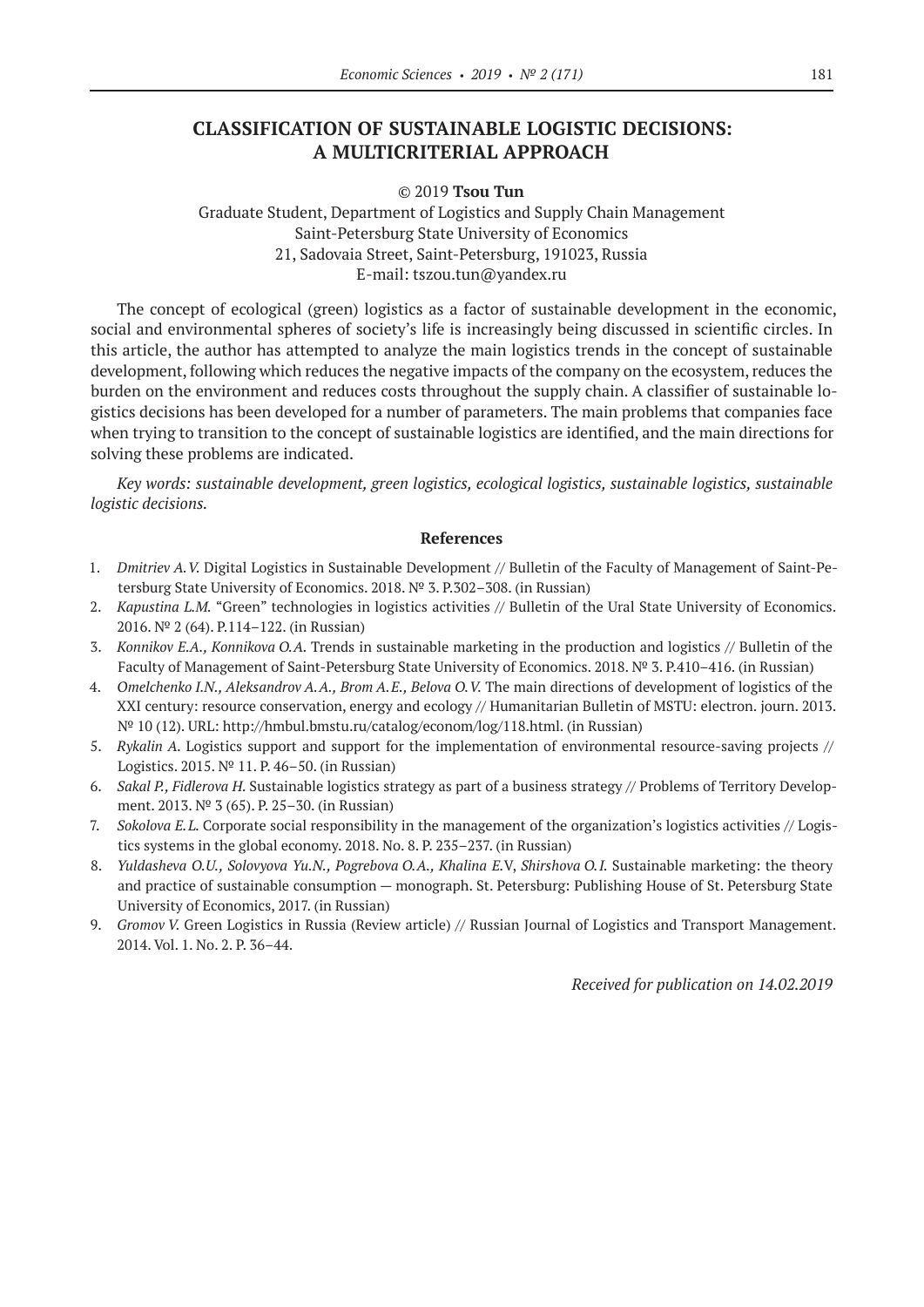# CLASSIFICATION OF SUSTAINABLE LOGISTIC DECISIONS: A MULTICRITERIAL APPROACH

© 2019 **Tsou Tun**

Graduate Student, Department of Logistics and Supply Chain Management
Saint-Petersburg State University of Economics
21, Sadovaia Street, Saint-Petersburg, 191023, Russia
E-mail: tszou.tun@yandex.ru

The concept of ecological (green) logistics as a factor of sustainable development in the economic, social and environmental spheres of society's life is increasingly being discussed in scientific circles. In this article, the author has attempted to analyze the main logistics trends in the concept of sustainable development, following which reduces the negative impacts of the company on the ecosystem, reduces the burden on the environment and reduces costs throughout the supply chain. A classifier of sustainable logistics decisions has been developed for a number of parameters. The main problems that companies face when trying to transition to the concept of sustainable logistics are identified, and the main directions for solving these problems are indicated.

*Key words: sustainable development, green logistics, ecological logistics, sustainable logistics, sustainable logistic decisions.*

### References

1. *Dmitriev A.V.* Digital Logistics in Sustainable Development // Bulletin of the Faculty of Management of Saint-Petersburg State University of Economics. 2018. № 3. P.302–308. (in Russian)
2. *Kapustina L.M.* "Green" technologies in logistics activities // Bulletin of the Ural State University of Economics. 2016. № 2 (64). P.114–122. (in Russian)
3. *Konnikov E.A., Konnikova O.A.* Trends in sustainable marketing in the production and logistics // Bulletin of the Faculty of Management of Saint-Petersburg State University of Economics. 2018. № 3. P.410–416. (in Russian)
4. *Omelchenko I.N., Aleksandrov A.A., Brom A.E., Belova O.V.* The main directions of development of logistics of the XXI century: resource conservation, energy and ecology // Humanitarian Bulletin of MSTU: electron. journ. 2013. № 10 (12). URL: http://hmbul.bmstu.ru/catalog/econom/log/118.html. (in Russian)
5. *Rykalin A.* Logistics support and support for the implementation of environmental resource-saving projects // Logistics. 2015. № 11. P. 46–50. (in Russian)
6. *Sakal P., Fidlerova H.* Sustainable logistics strategy as part of a business strategy // Problems of Territory Development. 2013. № 3 (65). P. 25–30. (in Russian)
7. *Sokolova E.L.* Corporate social responsibility in the management of the organization's logistics activities // Logistics systems in the global economy. 2018. No. 8. P. 235–237. (in Russian)
8. *Yuldasheva O.U., Solovyova Yu.N., Pogrebova O.A., Khalina E.*V, *Shirshova O.I.* Sustainable marketing: the theory and practice of sustainable consumption — monograph. St. Petersburg: Publishing House of St. Petersburg State University of Economics, 2017. (in Russian)
9. *Gromov V.* Green Logistics in Russia (Review article) // Russian Journal of Logistics and Transport Management. 2014. Vol. 1. No. 2. P. 36–44.

*Received for publication on 14.02.2019*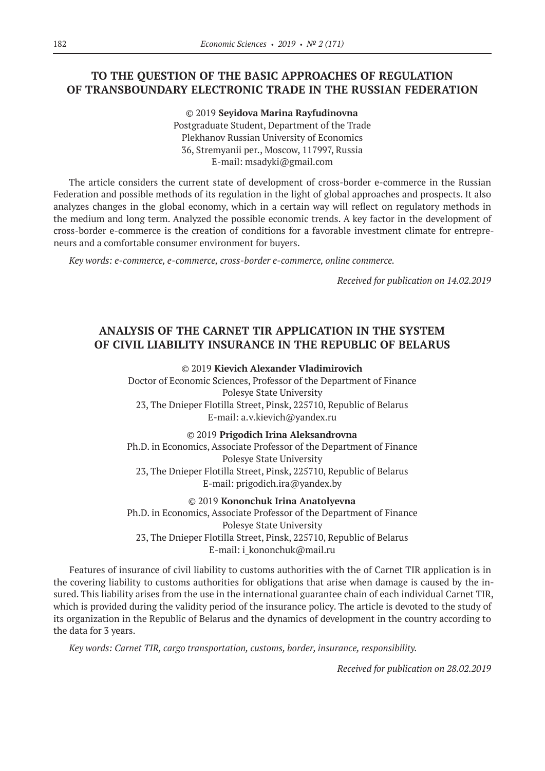## TO THE QUESTION OF THE BASIC APPROACHES OF REGULATION OF TRANSBOUNDARY ELECTRONIC TRADE IN THE RUSSIAN FEDERATION

© 2019 **Seyidova Marina Rayfudinovna**
Postgraduate Student, Department of the Trade
Plekhanov Russian University of Economics
36, Stremyanii per., Moscow, 117997, Russia
E-mail: msadyki@gmail.com

The article considers the current state of development of cross-border e-commerce in the Russian Federation and possible methods of its regulation in the light of global approaches and prospects. It also analyzes changes in the global economy, which in a certain way will reflect on regulatory methods in the medium and long term. Analyzed the possible economic trends. A key factor in the development of cross-border e-commerce is the creation of conditions for a favorable investment climate for entrepreneurs and a comfortable consumer environment for buyers.

*Key words: e-commerce, e-commerce, cross-border e-commerce, online commerce.*

*Received for publication on 14.02.2019*

## ANALYSIS OF THE CARNET TIR APPLICATION IN THE SYSTEM OF CIVIL LIABILITY INSURANCE IN THE REPUBLIC OF BELARUS

© 2019 **Kievich Alexander Vladimirovich**
Doctor of Economic Sciences, Professor of the Department of Finance
Polesye State University
23, The Dnieper Flotilla Street, Pinsk, 225710, Republic of Belarus
E-mail: a.v.kievich@yandex.ru

© 2019 **Prigodich Irina Aleksandrovna**
Ph.D. in Economics, Associate Professor of the Department of Finance
Polesye State University
23, The Dnieper Flotilla Street, Pinsk, 225710, Republic of Belarus
E-mail: prigodich.ira@yandex.by

© 2019 **Kononchuk Irina Anatolyevna**
Ph.D. in Economics, Associate Professor of the Department of Finance
Polesye State University
23, The Dnieper Flotilla Street, Pinsk, 225710, Republic of Belarus
E-mail: i_kononchuk@mail.ru

Features of insurance of civil liability to customs authorities with the of Carnet TIR application is in the covering liability to customs authorities for obligations that arise when damage is caused by the insured. This liability arises from the use in the international guarantee chain of each individual Carnet TIR, which is provided during the validity period of the insurance policy. The article is devoted to the study of its organization in the Republic of Belarus and the dynamics of development in the country according to the data for 3 years.

*Key words: Carnet TIR, cargo transportation, customs, border, insurance, responsibility.*

*Received for publication on 28.02.2019*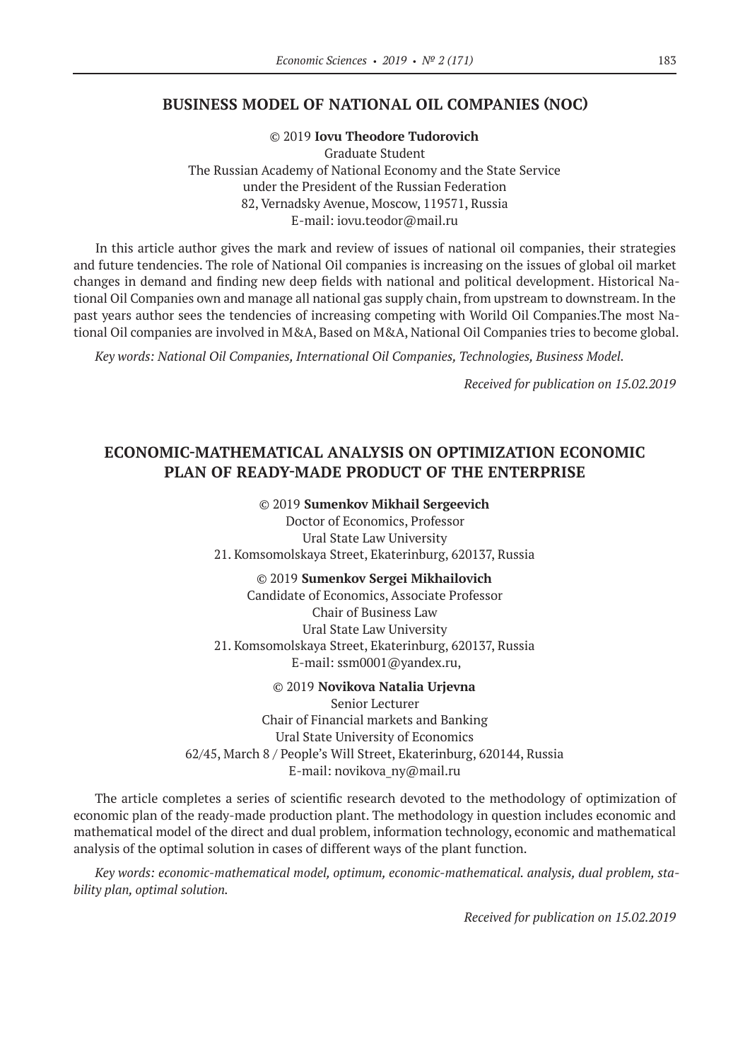## BUSINESS MODEL OF NATIONAL OIL COMPANIES (NOC)

© 2019 **Iovu Theodore Tudorovich**
Graduate Student
The Russian Academy of National Economy and the State Service
under the President of the Russian Federation
82, Vernadsky Avenue, Moscow, 119571, Russia
E-mail: iovu.teodor@mail.ru

In this article author gives the mark and review of issues of national oil companies, their strategies and future tendencies. The role of National Oil companies is increasing on the issues of global oil market changes in demand and finding new deep fields with national and political development. Historical National Oil Companies own and manage all national gas supply chain, from upstream to downstream. In the past years author sees the tendencies of increasing competing with Worild Oil Companies.The most National Oil companies are involved in M&A, Based on M&A, National Oil Companies tries to become global.

*Key words: National Oil Companies, International Oil Companies, Technologies, Business Model.*

*Received for publication on 15.02.2019*

## ECONOMIC-MATHEMATICAL ANALYSIS ON OPTIMIZATION ECONOMIC PLAN OF READY-MADE PRODUCT OF THE ENTERPRISE

© 2019 **Sumenkov Mikhail Sergeevich**
Doctor of Economics, Professor
Ural State Law University
21. Komsomolskaya Street, Ekaterinburg, 620137, Russia

© 2019 **Sumenkov Sergei Mikhailovich**
Candidate of Economics, Associate Professor
Chair of Business Law
Ural State Law University
21. Komsomolskaya Street, Ekaterinburg, 620137, Russia
E-mail: ssm0001@yandex.ru,

© 2019 **Novikova Natalia Urjevna**
Senior Lecturer
Chair of Financial markets and Banking
Ural State University of Economics
62/45, March 8 / People's Will Street, Ekaterinburg, 620144, Russia
E-mail: novikova_ny@mail.ru

The article completes a series of scientific research devoted to the methodology of optimization of economic plan of the ready-made production plant. The methodology in question includes economic and mathematical model of the direct and dual problem, information technology, economic and mathematical analysis of the optimal solution in cases of different ways of the plant function.

*Key words: economic-mathematical model, optimum, economic-mathematical. analysis, dual problem, stability plan, optimal solution.*

*Received for publication on 15.02.2019*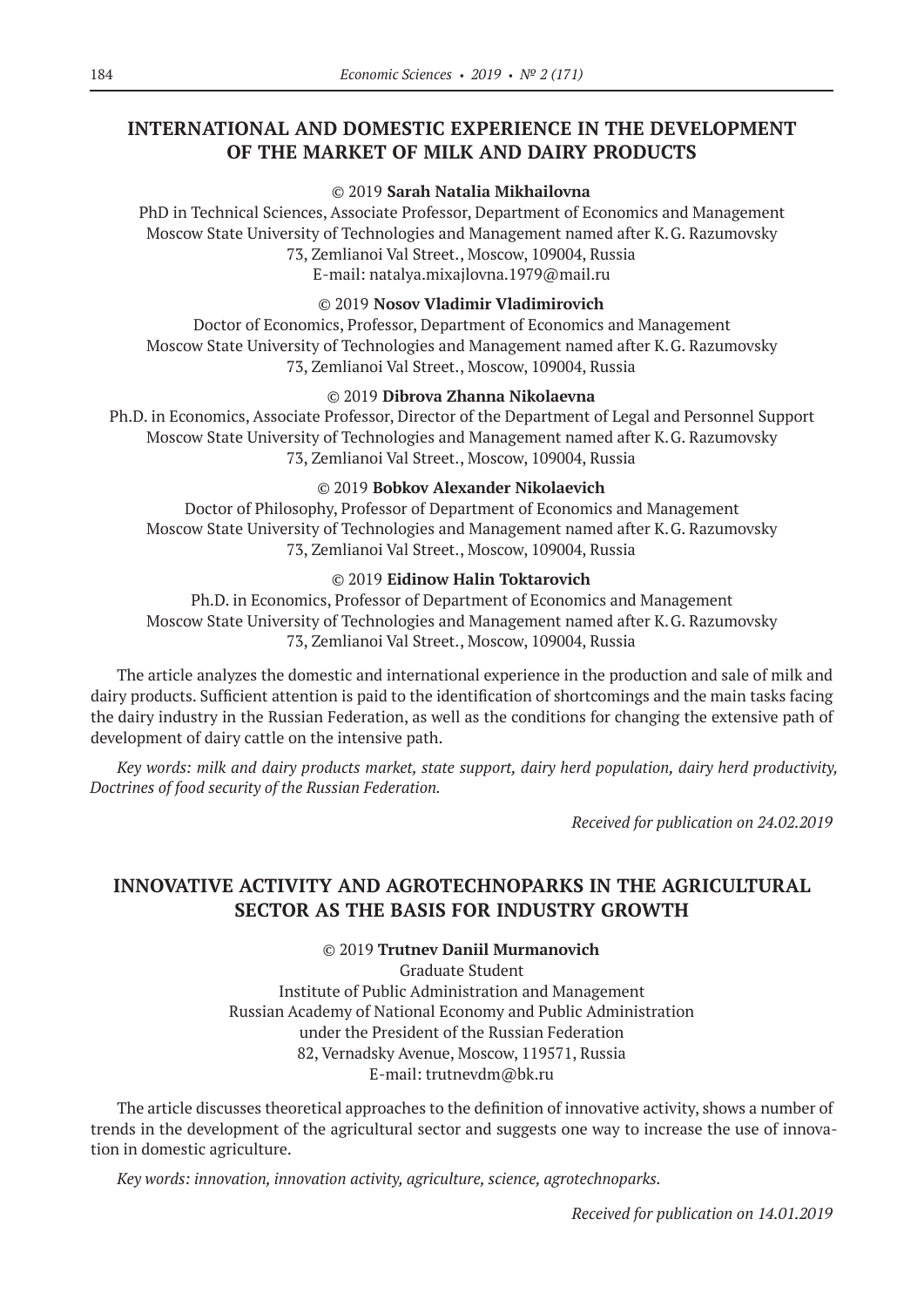## INTERNATIONAL AND DOMESTIC EXPERIENCE IN THE DEVELOPMENT OF THE MARKET OF MILK AND DAIRY PRODUCTS

© 2019 **Sarah Natalia Mikhailovna**

PhD in Technical Sciences, Associate Professor, Department of Economics and Management
Moscow State University of Technologies and Management named after K. G. Razumovsky
73, Zemlianoi Val Street., Moscow, 109004, Russia
E-mail: natalya.mixajlovna.1979@mail.ru

© 2019 **Nosov Vladimir Vladimirovich**

Doctor of Economics, Professor, Department of Economics and Management
Moscow State University of Technologies and Management named after K. G. Razumovsky
73, Zemlianoi Val Street., Moscow, 109004, Russia

© 2019 **Dibrova Zhanna Nikolaevna**

Ph.D. in Economics, Associate Professor, Director of the Department of Legal and Personnel Support
Moscow State University of Technologies and Management named after K. G. Razumovsky
73, Zemlianoi Val Street., Moscow, 109004, Russia

© 2019 **Bobkov Alexander Nikolaevich**

Doctor of Philosophy, Professor of Department of Economics and Management
Moscow State University of Technologies and Management named after K. G. Razumovsky
73, Zemlianoi Val Street., Moscow, 109004, Russia

© 2019 **Eidinow Halin Toktarovich**

Ph.D. in Economics, Professor of Department of Economics and Management
Moscow State University of Technologies and Management named after K. G. Razumovsky
73, Zemlianoi Val Street., Moscow, 109004, Russia

The article analyzes the domestic and international experience in the production and sale of milk and dairy products. Sufficient attention is paid to the identification of shortcomings and the main tasks facing the dairy industry in the Russian Federation, as well as the conditions for changing the extensive path of development of dairy cattle on the intensive path.

*Key words: milk and dairy products market, state support, dairy herd population, dairy herd productivity, Doctrines of food security of the Russian Federation.*

*Received for publication on 24.02.2019*

## INNOVATIVE ACTIVITY AND AGROTECHNOPARKS IN THE AGRICULTURAL SECTOR AS THE BASIS FOR INDUSTRY GROWTH

© 2019 **Trutnev Daniil Murmanovich**

Graduate Student
Institute of Public Administration and Management
Russian Academy of National Economy and Public Administration
under the President of the Russian Federation
82, Vernadsky Avenue, Moscow, 119571, Russia
E-mail: trutnevdm@bk.ru

The article discusses theoretical approaches to the definition of innovative activity, shows a number of trends in the development of the agricultural sector and suggests one way to increase the use of innovation in domestic agriculture.

*Key words: innovation, innovation activity, agriculture, science, agrotechnoparks.*

*Received for publication on 14.01.2019*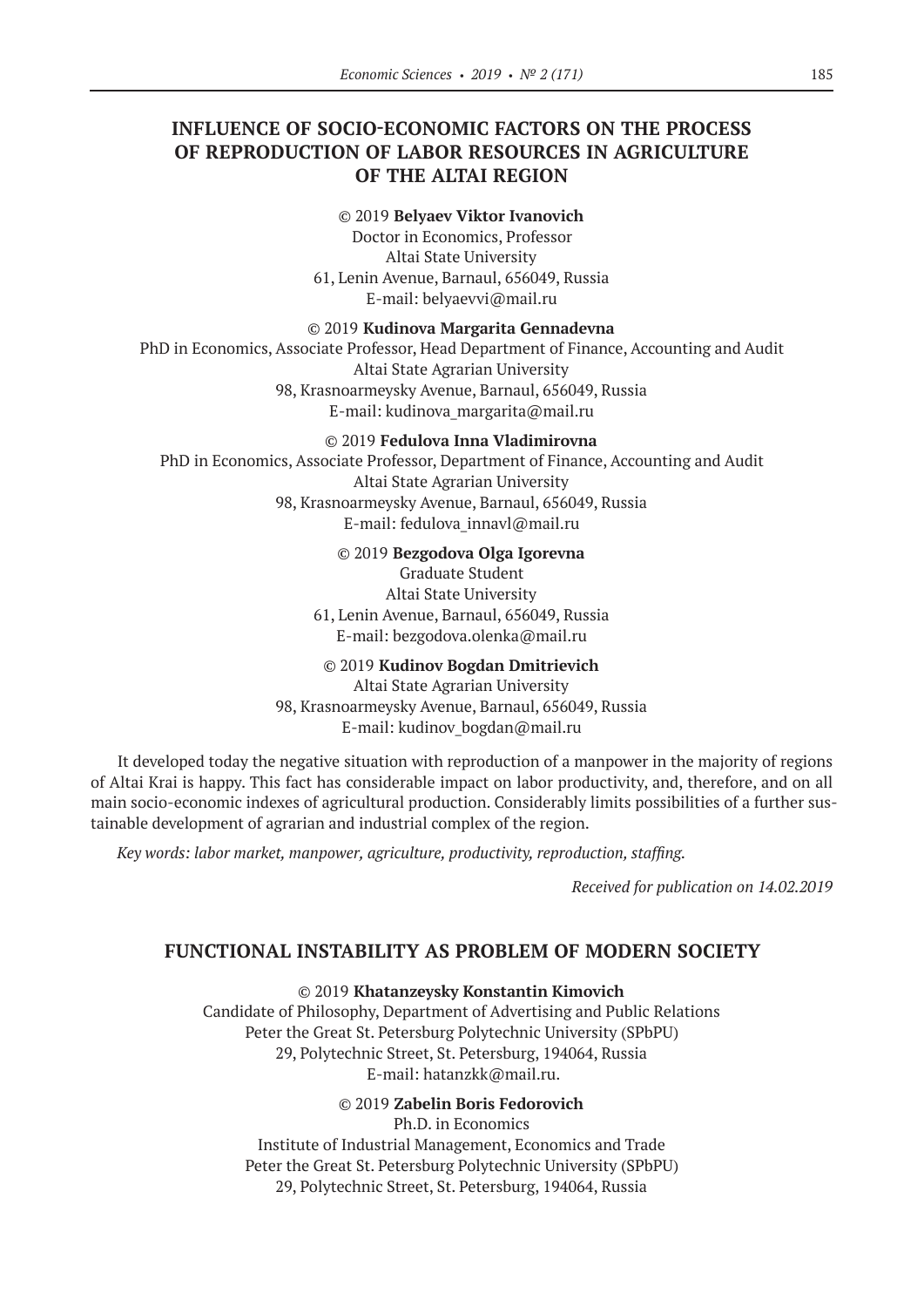## INFLUENCE OF SOCIO-ECONOMIC FACTORS ON THE PROCESS OF REPRODUCTION OF LABOR RESOURCES IN AGRICULTURE OF THE ALTAI REGION

© 2019 **Belyaev Viktor Ivanovich**
Doctor in Economics, Professor
Altai State University
61, Lenin Avenue, Barnaul, 656049, Russia
E-mail: belyaevvi@mail.ru

© 2019 **Kudinova Margarita Gennadevna**
PhD in Economics, Associate Professor, Head Department of Finance, Accounting and Audit
Altai State Agrarian University
98, Krasnoarmeysky Avenue, Barnaul, 656049, Russia
E-mail: kudinova_margarita@mail.ru

© 2019 **Fedulova Inna Vladimirovna**
PhD in Economics, Associate Professor, Department of Finance, Accounting and Audit
Altai State Agrarian University
98, Krasnoarmeysky Avenue, Barnaul, 656049, Russia
E-mail: fedulova_innavl@mail.ru

© 2019 **Bezgodova Olga Igorevna**
Graduate Student
Altai State University
61, Lenin Avenue, Barnaul, 656049, Russia
E-mail: bezgodova.olenka@mail.ru

© 2019 **Kudinov Bogdan Dmitrievich**
Altai State Agrarian University
98, Krasnoarmeysky Avenue, Barnaul, 656049, Russia
E-mail: kudinov_bogdan@mail.ru

It developed today the negative situation with reproduction of a manpower in the majority of regions of Altai Krai is happy. This fact has considerable impact on labor productivity, and, therefore, and on all main socio-economic indexes of agricultural production. Considerably limits possibilities of a further sustainable development of agrarian and industrial complex of the region.

*Key words: labor market, manpower, agriculture, productivity, reproduction, staffing.*

*Received for publication on 14.02.2019*

## FUNCTIONAL INSTABILITY AS PROBLEM OF MODERN SOCIETY

© 2019 **Khatanzeysky Konstantin Kimovich**
Candidate of Philosophy, Department of Advertising and Public Relations
Peter the Great St. Petersburg Polytechnic University (SPbPU)
29, Polytechnic Street, St. Petersburg, 194064, Russia
E-mail: hatanzkk@mail.ru.

© 2019 **Zabelin Boris Fedorovich**
Ph.D. in Economics
Institute of Industrial Management, Economics and Trade
Peter the Great St. Petersburg Polytechnic University (SPbPU)
29, Polytechnic Street, St. Petersburg, 194064, Russia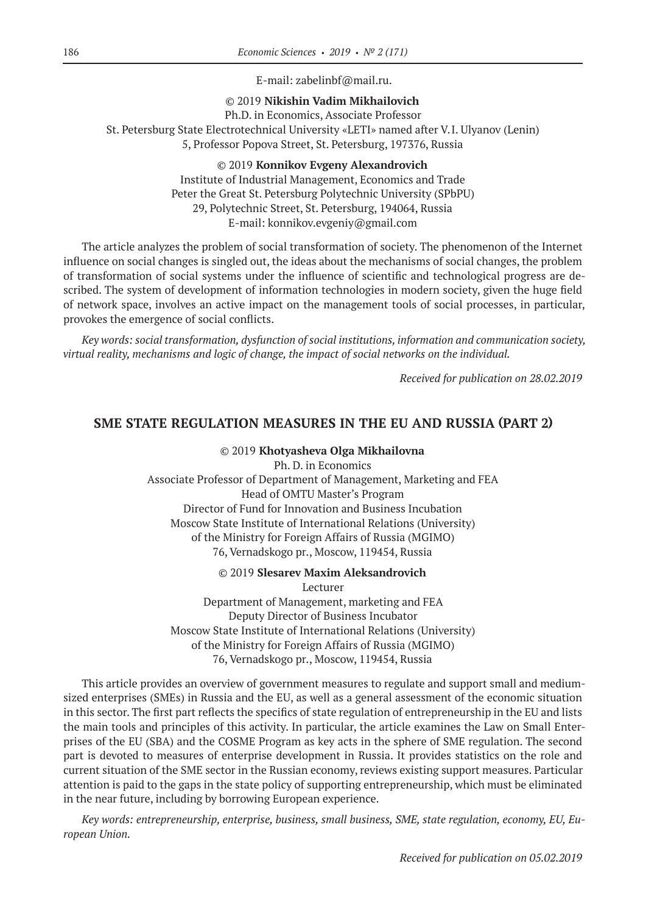E-mail: zabelinbf@mail.ru.

© 2019 **Nikishin Vadim Mikhailovich**
Ph.D. in Economics, Associate Professor
St. Petersburg State Electrotechnical University «LETI» named after V.I. Ulyanov (Lenin)
5, Professor Popova Street, St. Petersburg, 197376, Russia

© 2019 **Konnikov Evgeny Alexandrovich**
Institute of Industrial Management, Economics and Trade
Peter the Great St. Petersburg Polytechnic University (SPbPU)
29, Polytechnic Street, St. Petersburg, 194064, Russia
E-mail: konnikov.evgeniy@gmail.com

The article analyzes the problem of social transformation of society. The phenomenon of the Internet influence on social changes is singled out, the ideas about the mechanisms of social changes, the problem of transformation of social systems under the influence of scientific and technological progress are described. The system of development of information technologies in modern society, given the huge field of network space, involves an active impact on the management tools of social processes, in particular, provokes the emergence of social conflicts.

*Key words: social transformation, dysfunction of social institutions, information and communication society, virtual reality, mechanisms and logic of change, the impact of social networks on the individual.*

*Received for publication on 28.02.2019*

## SME STATE REGULATION MEASURES IN THE EU AND RUSSIA (PART 2)

© 2019 **Khotyasheva Olga Mikhailovna**
Ph. D. in Economics
Associate Professor of Department of Management, Marketing and FEA
Head of OMTU Master's Program
Director of Fund for Innovation and Business Incubation
Moscow State Institute of International Relations (University)
of the Ministry for Foreign Affairs of Russia (MGIMO)
76, Vernadskogo pr., Moscow, 119454, Russia

© 2019 **Slesarev Maxim Aleksandrovich**
Lecturer
Department of Management, marketing and FEA
Deputy Director of Business Incubator
Moscow State Institute of International Relations (University)
of the Ministry for Foreign Affairs of Russia (MGIMO)
76, Vernadskogo pr., Moscow, 119454, Russia

This article provides an overview of government measures to regulate and support small and medium-sized enterprises (SMEs) in Russia and the EU, as well as a general assessment of the economic situation in this sector. The first part reflects the specifics of state regulation of entrepreneurship in the EU and lists the main tools and principles of this activity. In particular, the article examines the Law on Small Enterprises of the EU (SBA) and the COSME Program as key acts in the sphere of SME regulation. The second part is devoted to measures of enterprise development in Russia. It provides statistics on the role and current situation of the SME sector in the Russian economy, reviews existing support measures. Particular attention is paid to the gaps in the state policy of supporting entrepreneurship, which must be eliminated in the near future, including by borrowing European experience.

*Key words: entrepreneurship, enterprise, business, small business, SME, state regulation, economy, EU, European Union.*

*Received for publication on 05.02.2019*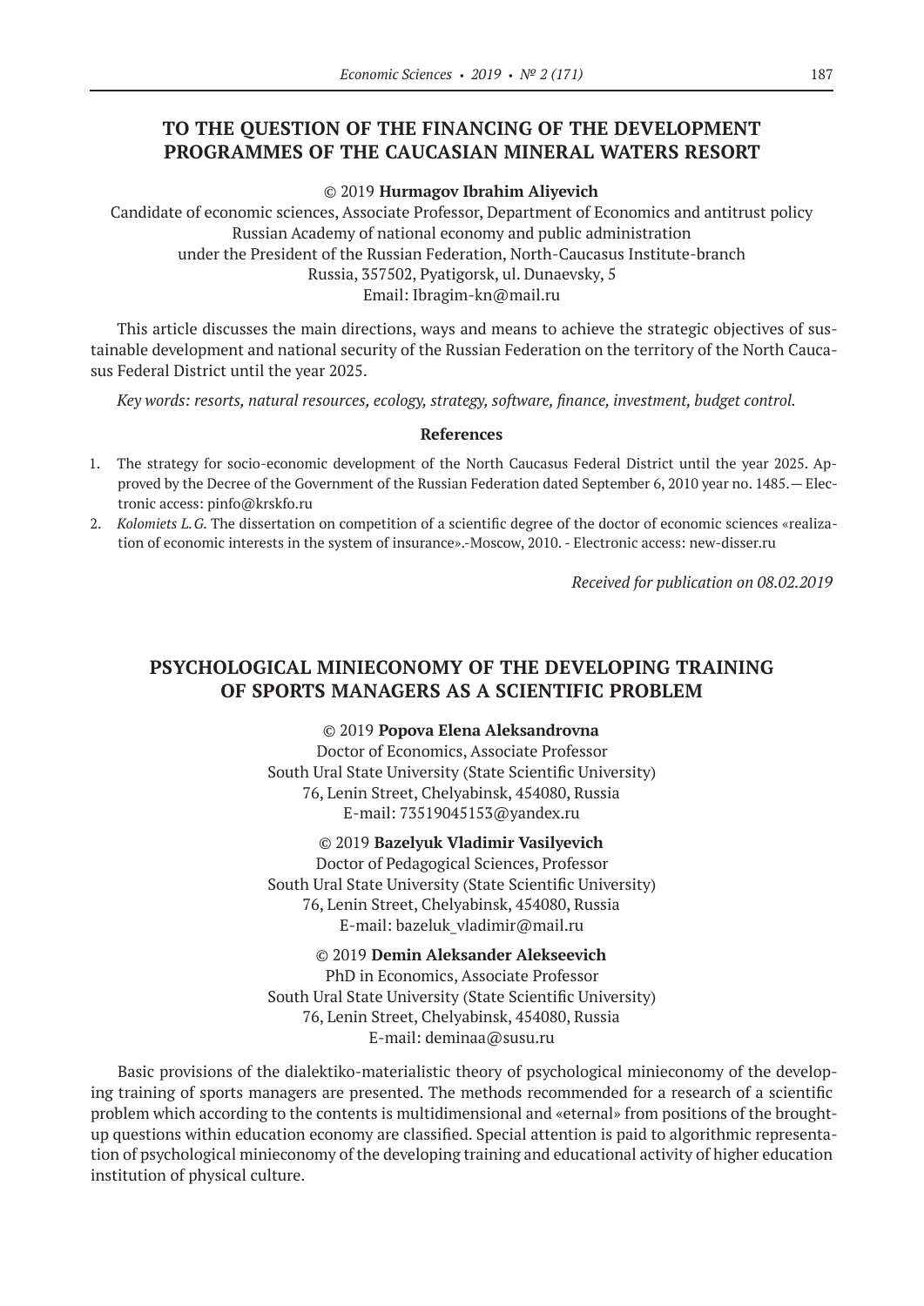## TO THE QUESTION OF THE FINANCING OF THE DEVELOPMENT PROGRAMMES OF THE CAUCASIAN MINERAL WATERS RESORT

© 2019 **Hurmagov Ibrahim Aliyevich**

Candidate of economic sciences, Associate Professor, Department of Economics and antitrust policy
Russian Academy of national economy and public administration
under the President of the Russian Federation, North-Caucasus Institute-branch
Russia, 357502, Pyatigorsk, ul. Dunaevsky, 5
Email: Ibragim-kn@mail.ru

This article discusses the main directions, ways and means to achieve the strategic objectives of sustainable development and national security of the Russian Federation on the territory of the North Caucasus Federal District until the year 2025.

*Key words: resorts, natural resources, ecology, strategy, software, finance, investment, budget control.*

**References**

1. The strategy for socio-economic development of the North Caucasus Federal District until the year 2025. Approved by the Decree of the Government of the Russian Federation dated September 6, 2010 year no. 1485.— Electronic access: pinfo@krskfo.ru
2. *Kolomiets L.G.* The dissertation on competition of a scientific degree of the doctor of economic sciences «realization of economic interests in the system of insurance».-Moscow, 2010. - Electronic access: new-disser.ru

*Received for publication on 08.02.2019*

## PSYCHOLOGICAL MINIECONOMY OF THE DEVELOPING TRAINING OF SPORTS MANAGERS AS A SCIENTIFIC PROBLEM

© 2019 **Popova Elena Aleksandrovna**

Doctor of Economics, Associate Professor
South Ural State University (State Scientific University)
76, Lenin Street, Chelyabinsk, 454080, Russia
E-mail: 73519045153@yandex.ru

© 2019 **Bazelyuk Vladimir Vasilyevich**

Doctor of Pedagogical Sciences, Professor
South Ural State University (State Scientific University)
76, Lenin Street, Chelyabinsk, 454080, Russia
E-mail: bazeluk_vladimir@mail.ru

© 2019 **Demin Aleksander Alekseevich**

PhD in Economics, Associate Professor
South Ural State University (State Scientific University)
76, Lenin Street, Chelyabinsk, 454080, Russia
E-mail: deminaa@susu.ru

Basic provisions of the dialektiko-materialistic theory of psychological minieconomy of the developing training of sports managers are presented. The methods recommended for a research of a scientific problem which according to the contents is multidimensional and «eternal» from positions of the brought-up questions within education economy are classified. Special attention is paid to algorithmic representation of psychological minieconomy of the developing training and educational activity of higher education institution of physical culture.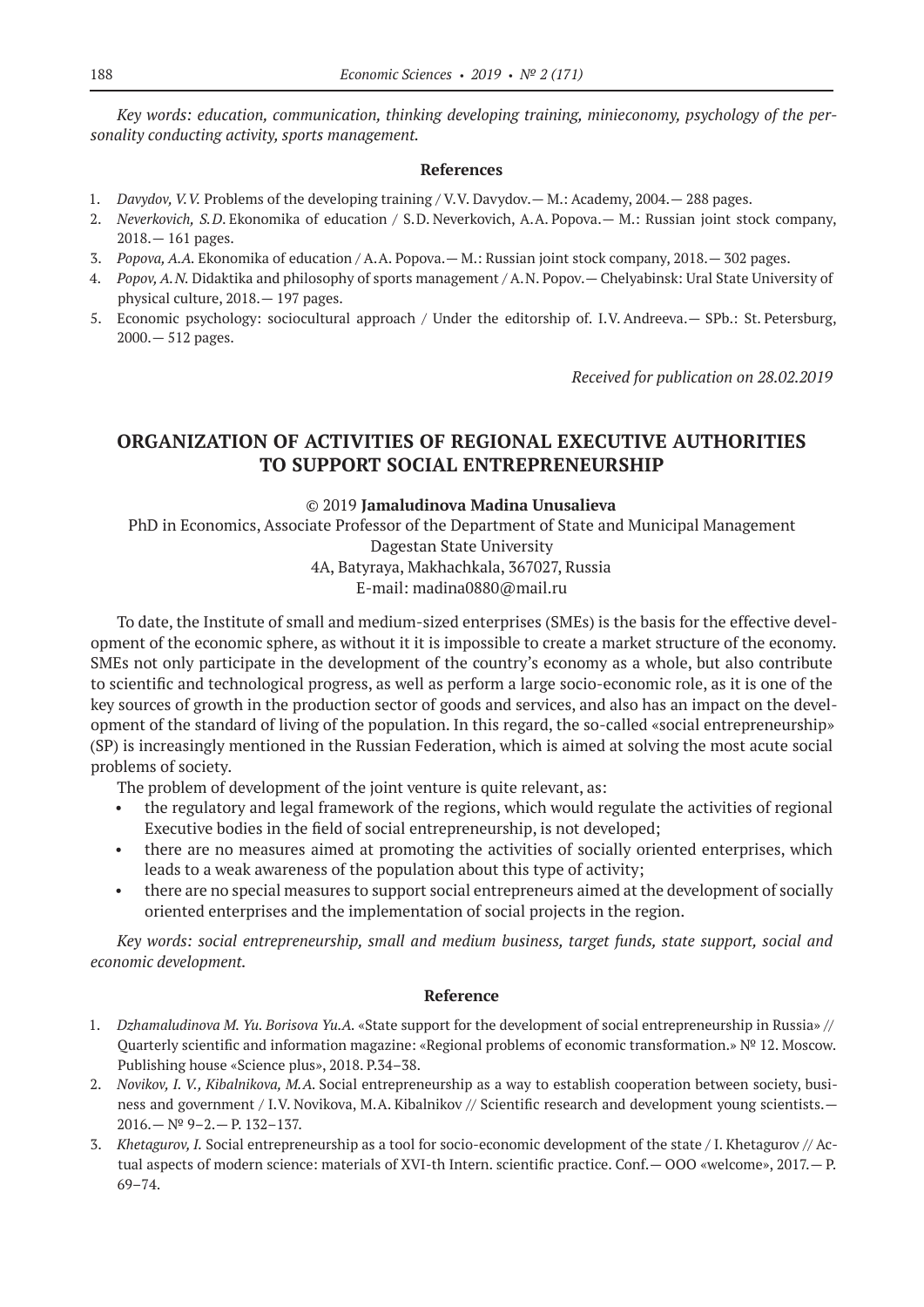*Key words: education, communication, thinking developing training, minieconomy, psychology of the personality conducting activity, sports management.*

### References

1. *Davydov, V.V.* Problems of the developing training / V.V. Davydov.— M.: Academy, 2004.— 288 pages.
2. *Neverkovich, S.D.* Ekonomika of education / S.D. Neverkovich, A.A. Popova.— M.: Russian joint stock company, 2018.— 161 pages.
3. *Popova, A.A.* Ekonomika of education / A.A. Popova.— M.: Russian joint stock company, 2018.— 302 pages.
4. *Popov, A.N.* Didaktika and philosophy of sports management / A.N. Popov.— Chelyabinsk: Ural State University of physical culture, 2018.— 197 pages.
5. Economic psychology: sociocultural approach / Under the editorship of. I.V. Andreeva.— SPb.: St. Petersburg, 2000.— 512 pages.

*Received for publication on 28.02.2019*

## ORGANIZATION OF ACTIVITIES OF REGIONAL EXECUTIVE AUTHORITIES TO SUPPORT SOCIAL ENTREPRENEURSHIP

© 2019 **Jamaludinova Madina Unusalieva**

PhD in Economics, Associate Professor of the Department of State and Municipal Management
Dagestan State University
4A, Batyraya, Makhachkala, 367027, Russia
E-mail: madina0880@mail.ru

To date, the Institute of small and medium-sized enterprises (SMEs) is the basis for the effective development of the economic sphere, as without it it is impossible to create a market structure of the economy. SMEs not only participate in the development of the country's economy as a whole, but also contribute to scientific and technological progress, as well as perform a large socio-economic role, as it is one of the key sources of growth in the production sector of goods and services, and also has an impact on the development of the standard of living of the population. In this regard, the so-called «social entrepreneurship» (SP) is increasingly mentioned in the Russian Federation, which is aimed at solving the most acute social problems of society.

The problem of development of the joint venture is quite relevant, as:

- the regulatory and legal framework of the regions, which would regulate the activities of regional Executive bodies in the field of social entrepreneurship, is not developed;
- there are no measures aimed at promoting the activities of socially oriented enterprises, which leads to a weak awareness of the population about this type of activity;
- there are no special measures to support social entrepreneurs aimed at the development of socially oriented enterprises and the implementation of social projects in the region.

*Key words: social entrepreneurship, small and medium business, target funds, state support, social and economic development.*

### Reference

1. *Dzhamaludinova M. Yu. Borisova Yu.A.* «State support for the development of social entrepreneurship in Russia» // Quarterly scientific and information magazine: «Regional problems of economic transformation.» № 12. Moscow. Publishing house «Science plus», 2018. P.34–38.
2. *Novikov, I. V., Kibalnikova, M.A.* Social entrepreneurship as a way to establish cooperation between society, business and government / I.V. Novikova, M.A. Kibalnikov // Scientific research and development young scientists.— 2016.— № 9–2.— P. 132–137.
3. *Khetagurov, I.* Social entrepreneurship as a tool for socio-economic development of the state / I. Khetagurov // Actual aspects of modern science: materials of XVI-th Intern. scientific practice. Conf.— OOO «welcome», 2017.— P. 69–74.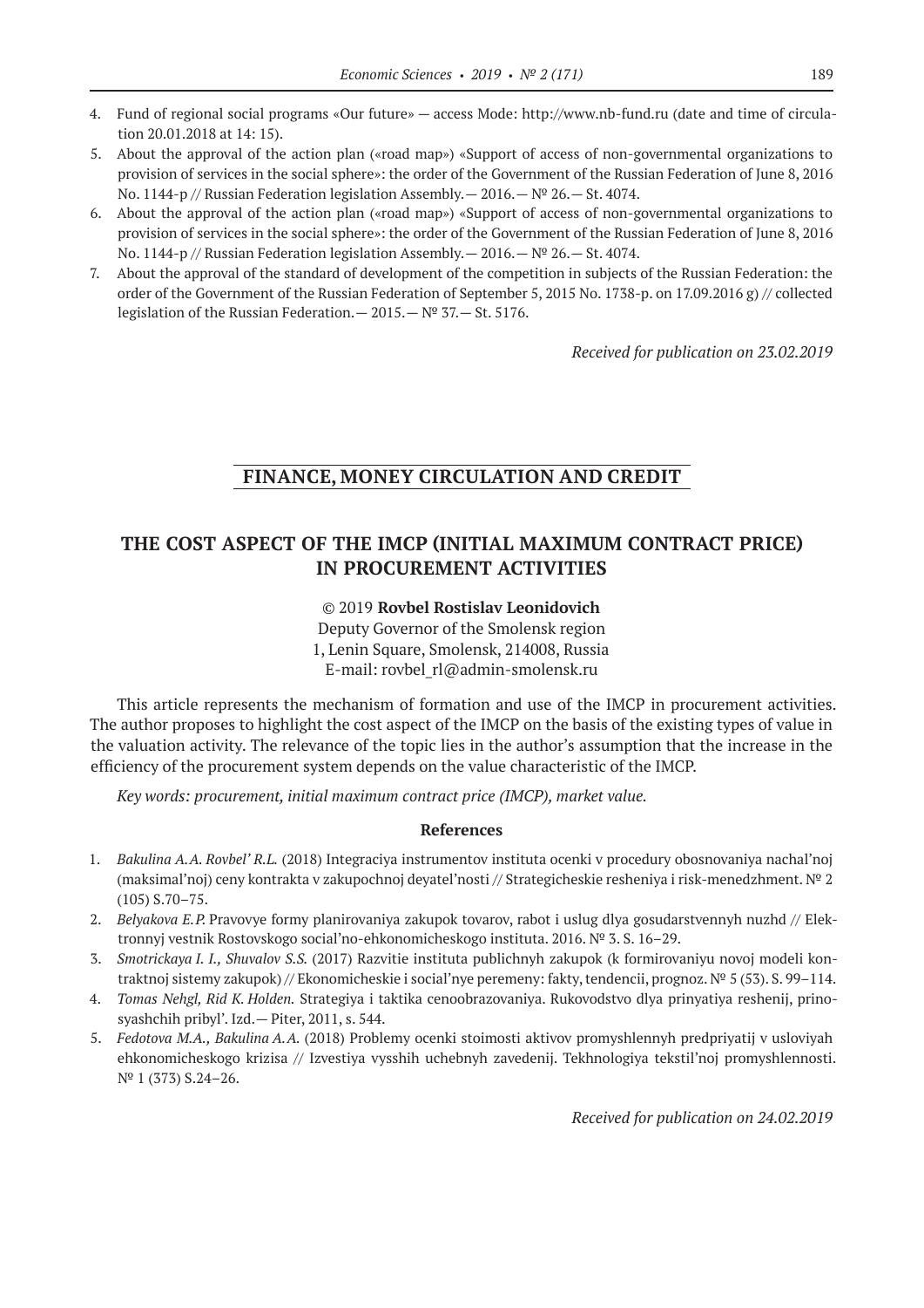4. Fund of regional social programs «Our future» — access Mode: http://www.nb-fund.ru (date and time of circulation 20.01.2018 at 14: 15).
5. About the approval of the action plan («road map») «Support of access of non-governmental organizations to provision of services in the social sphere»: the order of the Government of the Russian Federation of June 8, 2016 No. 1144-p // Russian Federation legislation Assembly.— 2016.— № 26.— St. 4074.
6. About the approval of the action plan («road map») «Support of access of non-governmental organizations to provision of services in the social sphere»: the order of the Government of the Russian Federation of June 8, 2016 No. 1144-p // Russian Federation legislation Assembly.— 2016.— № 26.— St. 4074.
7. About the approval of the standard of development of the competition in subjects of the Russian Federation: the order of the Government of the Russian Federation of September 5, 2015 No. 1738-p. on 17.09.2016 g) // collected legislation of the Russian Federation.— 2015.— № 37.— St. 5176.

*Received for publication on 23.02.2019*

## FINANCE, MONEY CIRCULATION AND CREDIT

# THE COST ASPECT OF THE IMCP (INITIAL MAXIMUM CONTRACT PRICE) IN PROCUREMENT ACTIVITIES

© 2019 **Rovbel Rostislav Leonidovich**
Deputy Governor of the Smolensk region
1, Lenin Square, Smolensk, 214008, Russia
E-mail: rovbel_rl@admin-smolensk.ru

This article represents the mechanism of formation and use of the IMCP in procurement activities. The author proposes to highlight the cost aspect of the IMCP on the basis of the existing types of value in the valuation activity. The relevance of the topic lies in the author's assumption that the increase in the efficiency of the procurement system depends on the value characteristic of the IMCP.

*Key words: procurement, initial maximum contract price (IMCP), market value.*

### References

1. *Bakulina A.A. Rovbel' R.L.* (2018) Integraciya instrumentov instituta ocenki v procedury obosnovaniya nachal'noj (maksimal'noj) ceny kontrakta v zakupochnoj deyatel'nosti // Strategicheskie resheniya i risk-menedzhment. № 2 (105) S.70–75.
2. *Belyakova E.P.* Pravovye formy planirovaniya zakupok tovarov, rabot i uslug dlya gosudarstvennyh nuzhd // Elektronnyj vestnik Rostovskogo social'no-ehkonomicheskogo instituta. 2016. № 3. S. 16–29.
3. *Smotrickaya I. I., Shuvalov S.S.* (2017) Razvitie instituta publichnyh zakupok (k formirovaniyu novoj modeli kontraktnoj sistemy zakupok) // Ekonomicheskie i social'nye peremeny: fakty, tendencii, prognoz. № 5 (53). S. 99–114.
4. *Tomas Nehgl, Rid K. Holden.* Strategiya i taktika cenoobrazovaniya. Rukovodstvo dlya prinyatiya reshenij, prinosyashchih pribyl'. Izd.— Piter, 2011, s. 544.
5. *Fedotova M.A., Bakulina A.A.* (2018) Problemy ocenki stoimosti aktivov promyshlennyh predpriyatij v usloviyah ehkonomicheskogo krizisa // Izvestiya vysshih uchebnyh zavedenij. Tekhnologiya tekstil'noj promyshlennosti. № 1 (373) S.24–26.

*Received for publication on 24.02.2019*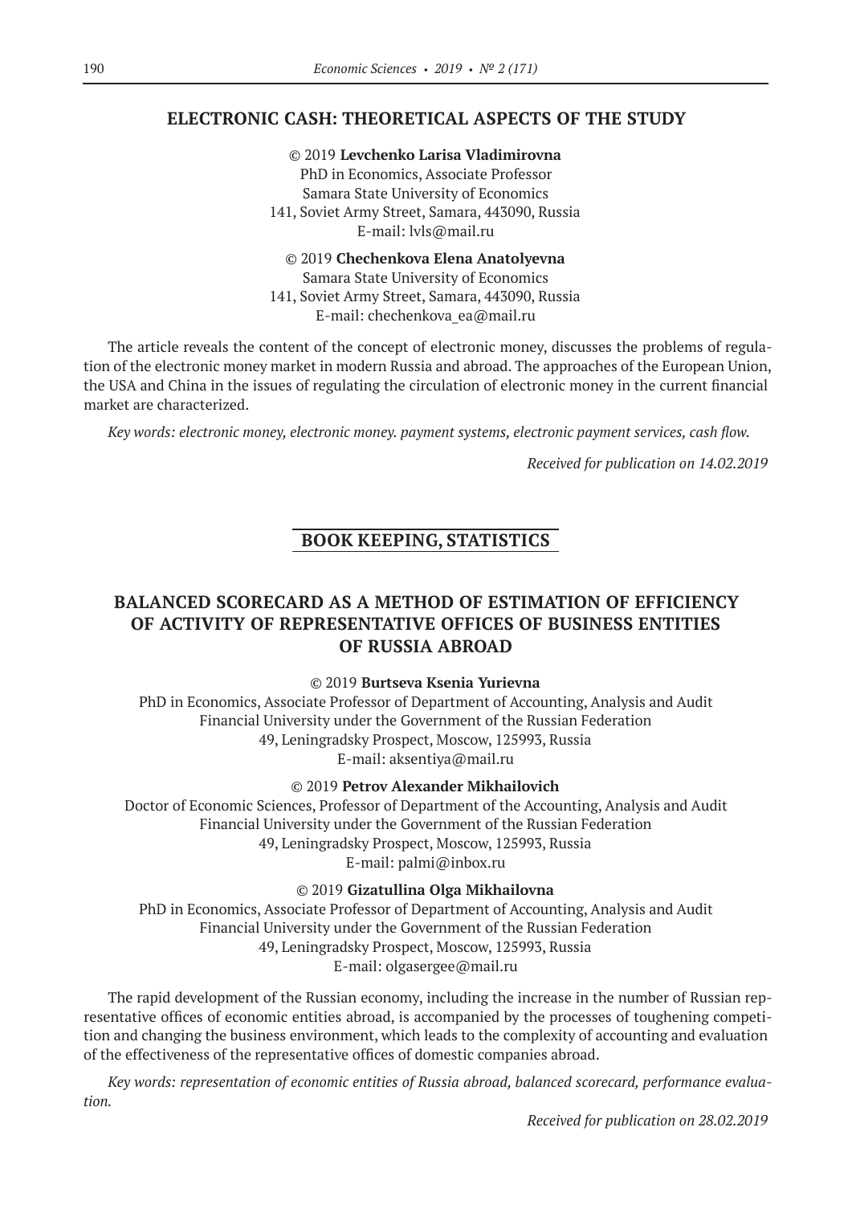## ELECTRONIC CASH: THEORETICAL ASPECTS OF THE STUDY

© 2019 **Levchenko Larisa Vladimirovna**
PhD in Economics, Associate Professor
Samara State University of Economics
141, Soviet Army Street, Samara, 443090, Russia
E-mail: lvls@mail.ru

© 2019 **Chechenkova Elena Anatolyevna**
Samara State University of Economics
141, Soviet Army Street, Samara, 443090, Russia
E-mail: chechenkova_ea@mail.ru

The article reveals the content of the concept of electronic money, discusses the problems of regulation of the electronic money market in modern Russia and abroad. The approaches of the European Union, the USA and China in the issues of regulating the circulation of electronic money in the current financial market are characterized.

*Key words: electronic money, electronic money. payment systems, electronic payment services, cash flow.*

*Received for publication on 14.02.2019*

# BOOK KEEPING, STATISTICS

## BALANCED SCORECARD AS A METHOD OF ESTIMATION OF EFFICIENCY OF ACTIVITY OF REPRESENTATIVE OFFICES OF BUSINESS ENTITIES OF RUSSIA ABROAD

© 2019 **Burtseva Ksenia Yurievna**
PhD in Economics, Associate Professor of Department of Accounting, Analysis and Audit
Financial University under the Government of the Russian Federation
49, Leningradsky Prospect, Moscow, 125993, Russia
E-mail: aksentiya@mail.ru

© 2019 **Petrov Alexander Mikhailovich**
Doctor of Economic Sciences, Professor of Department of the Accounting, Analysis and Audit
Financial University under the Government of the Russian Federation
49, Leningradsky Prospect, Moscow, 125993, Russia
E-mail: palmi@inbox.ru

© 2019 **Gizatullina Olga Mikhailovna**
PhD in Economics, Associate Professor of Department of Accounting, Analysis and Audit
Financial University under the Government of the Russian Federation
49, Leningradsky Prospect, Moscow, 125993, Russia
E-mail: olgasergee@mail.ru

The rapid development of the Russian economy, including the increase in the number of Russian representative offices of economic entities abroad, is accompanied by the processes of toughening competition and changing the business environment, which leads to the complexity of accounting and evaluation of the effectiveness of the representative offices of domestic companies abroad.

*Key words: representation of economic entities of Russia abroad, balanced scorecard, performance evaluation.*

*Received for publication on 28.02.2019*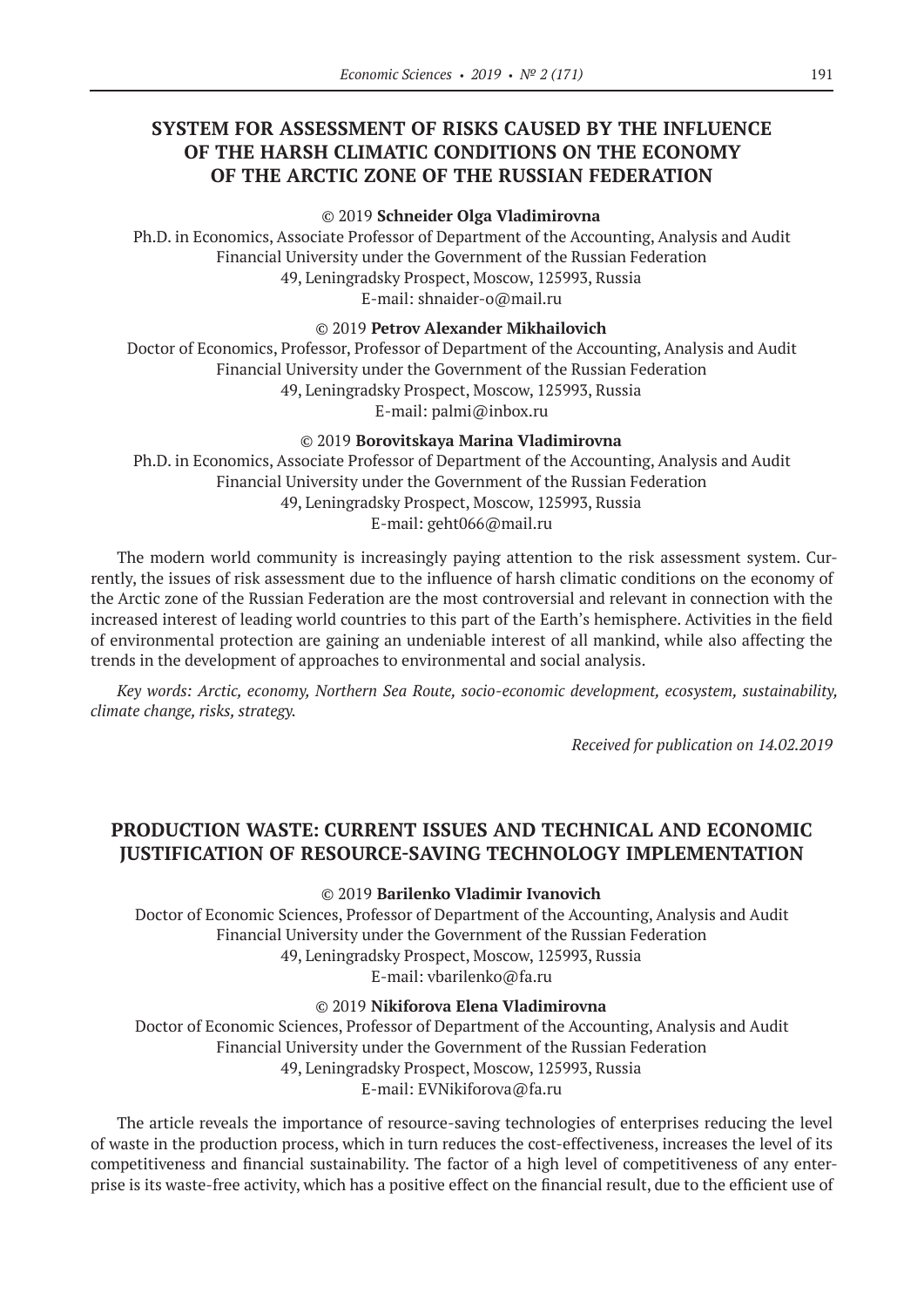## SYSTEM FOR ASSESSMENT OF RISKS CAUSED BY THE INFLUENCE OF THE HARSH CLIMATIC CONDITIONS ON THE ECONOMY OF THE ARCTIC ZONE OF THE RUSSIAN FEDERATION

© 2019 **Schneider Olga Vladimirovna**
Ph.D. in Economics, Associate Professor of Department of the Accounting, Analysis and Audit
Financial University under the Government of the Russian Federation
49, Leningradsky Prospect, Moscow, 125993, Russia
E-mail: shnaider-o@mail.ru

© 2019 **Petrov Alexander Mikhailovich**
Doctor of Economics, Professor, Professor of Department of the Accounting, Analysis and Audit
Financial University under the Government of the Russian Federation
49, Leningradsky Prospect, Moscow, 125993, Russia
E-mail: palmi@inbox.ru

© 2019 **Borovitskaya Marina Vladimirovna**
Ph.D. in Economics, Associate Professor of Department of the Accounting, Analysis and Audit
Financial University under the Government of the Russian Federation
49, Leningradsky Prospect, Moscow, 125993, Russia
E-mail: geht066@mail.ru

The modern world community is increasingly paying attention to the risk assessment system. Currently, the issues of risk assessment due to the influence of harsh climatic conditions on the economy of the Arctic zone of the Russian Federation are the most controversial and relevant in connection with the increased interest of leading world countries to this part of the Earth's hemisphere. Activities in the field of environmental protection are gaining an undeniable interest of all mankind, while also affecting the trends in the development of approaches to environmental and social analysis.

*Key words: Arctic, economy, Northern Sea Route, socio-economic development, ecosystem, sustainability, climate change, risks, strategy.*

*Received for publication on 14.02.2019*

## PRODUCTION WASTE: CURRENT ISSUES AND TECHNICAL AND ECONOMIC JUSTIFICATION OF RESOURCE-SAVING TECHNOLOGY IMPLEMENTATION

© 2019 **Barilenko Vladimir Ivanovich**
Doctor of Economic Sciences, Professor of Department of the Accounting, Analysis and Audit
Financial University under the Government of the Russian Federation
49, Leningradsky Prospect, Moscow, 125993, Russia
E-mail: vbarilenko@fa.ru

© 2019 **Nikiforova Elena Vladimirovna**
Doctor of Economic Sciences, Professor of Department of the Accounting, Analysis and Audit
Financial University under the Government of the Russian Federation
49, Leningradsky Prospect, Moscow, 125993, Russia
E-mail: EVNikiforova@fa.ru

The article reveals the importance of resource-saving technologies of enterprises reducing the level of waste in the production process, which in turn reduces the cost-effectiveness, increases the level of its competitiveness and financial sustainability. The factor of a high level of competitiveness of any enterprise is its waste-free activity, which has a positive effect on the financial result, due to the efficient use of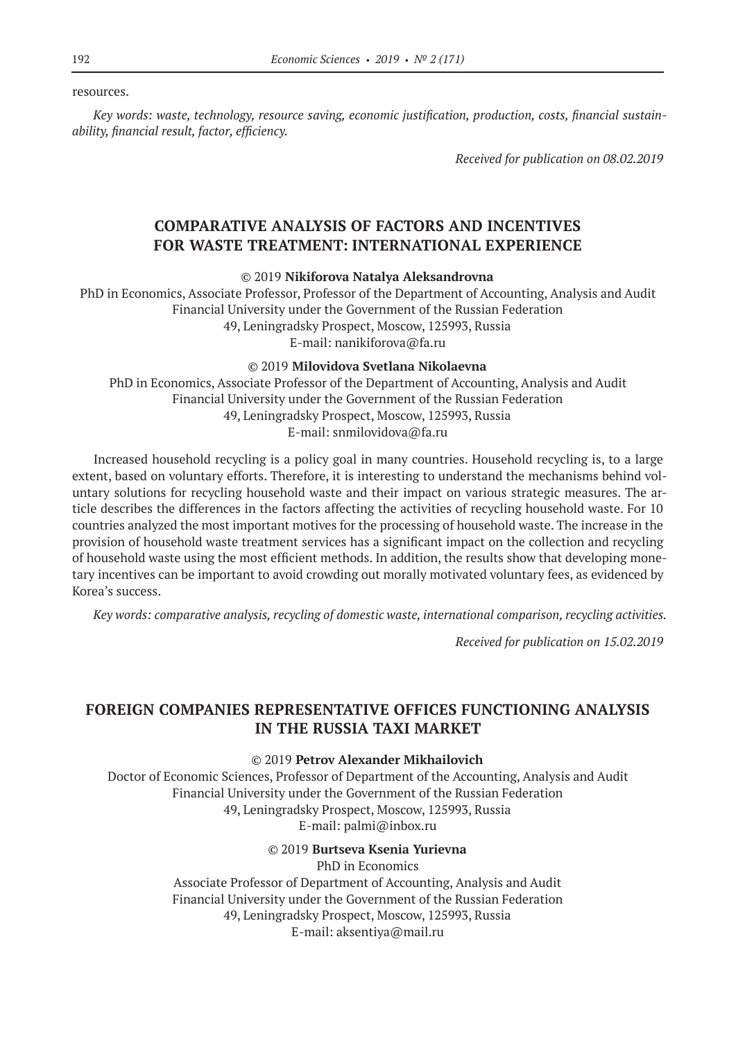resources.

*Key words: waste, technology, resource saving, economic justification, production, costs, financial sustainability, financial result, factor, efficiency.*

*Received for publication on 08.02.2019*

## COMPARATIVE ANALYSIS OF FACTORS AND INCENTIVES FOR WASTE TREATMENT: INTERNATIONAL EXPERIENCE

© 2019 **Nikiforova Natalya Aleksandrovna**

PhD in Economics, Associate Professor, Professor of the Department of Accounting, Analysis and Audit
Financial University under the Government of the Russian Federation
49, Leningradsky Prospect, Moscow, 125993, Russia
E-mail: nanikiforova@fa.ru

© 2019 **Milovidova Svetlana Nikolaevna**

PhD in Economics, Associate Professor of the Department of Accounting, Analysis and Audit
Financial University under the Government of the Russian Federation
49, Leningradsky Prospect, Moscow, 125993, Russia
E-mail: snmilovidova@fa.ru

Increased household recycling is a policy goal in many countries. Household recycling is, to a large extent, based on voluntary efforts. Therefore, it is interesting to understand the mechanisms behind voluntary solutions for recycling household waste and their impact on various strategic measures. The article describes the differences in the factors affecting the activities of recycling household waste. For 10 countries analyzed the most important motives for the processing of household waste. The increase in the provision of household waste treatment services has a significant impact on the collection and recycling of household waste using the most efficient methods. In addition, the results show that developing monetary incentives can be important to avoid crowding out morally motivated voluntary fees, as evidenced by Korea's success.

*Key words: comparative analysis, recycling of domestic waste, international comparison, recycling activities.*

*Received for publication on 15.02.2019*

## FOREIGN COMPANIES REPRESENTATIVE OFFICES FUNCTIONING ANALYSIS IN THE RUSSIA TAXI MARKET

© 2019 **Petrov Alexander Mikhailovich**

Doctor of Economic Sciences, Professor of Department of the Accounting, Analysis and Audit
Financial University under the Government of the Russian Federation
49, Leningradsky Prospect, Moscow, 125993, Russia
E-mail: palmi@inbox.ru

© 2019 **Burtseva Ksenia Yurievna**

PhD in Economics
Associate Professor of Department of Accounting, Analysis and Audit
Financial University under the Government of the Russian Federation
49, Leningradsky Prospect, Moscow, 125993, Russia
E-mail: aksentiya@mail.ru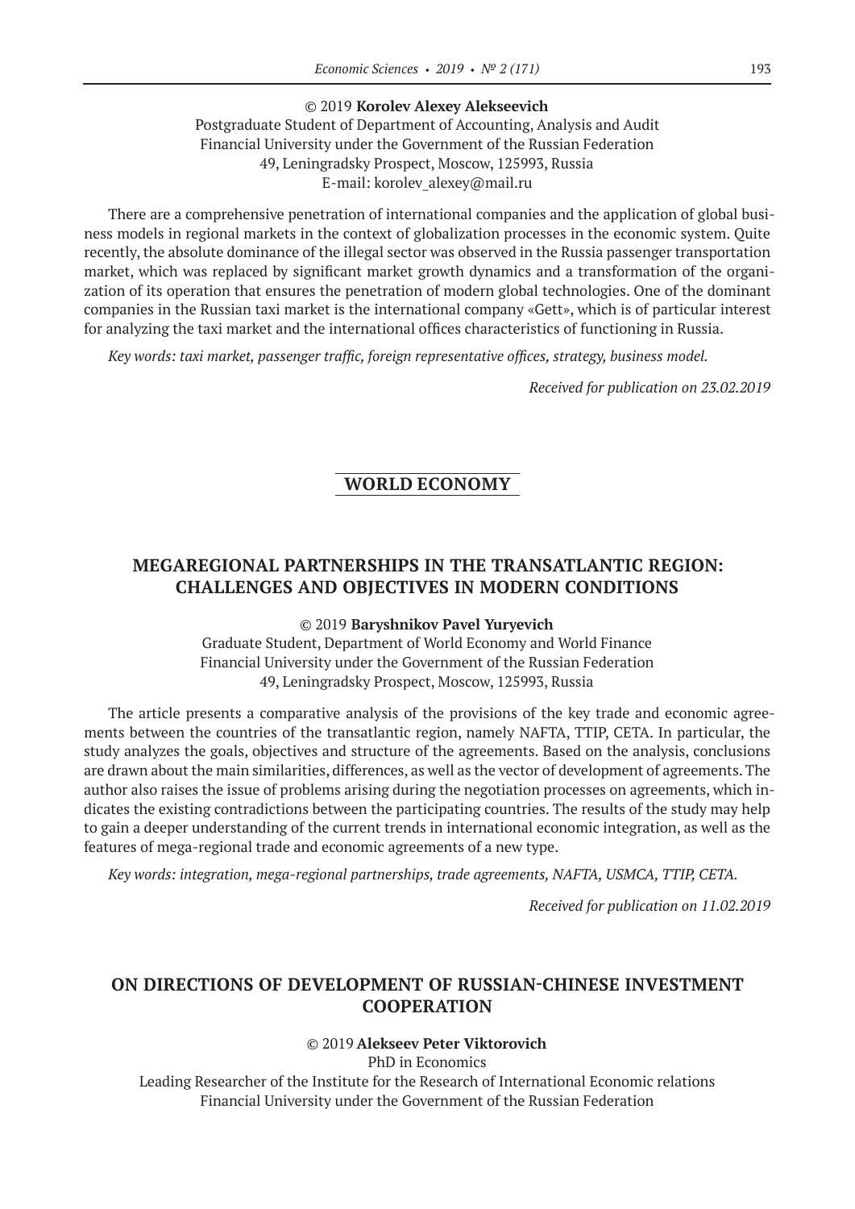© 2019 **Korolev Alexey Alekseevich**
Postgraduate Student of Department of Accounting, Analysis and Audit
Financial University under the Government of the Russian Federation
49, Leningradsky Prospect, Moscow, 125993, Russia
E-mail: korolev_alexey@mail.ru

There are a comprehensive penetration of international companies and the application of global business models in regional markets in the context of globalization processes in the economic system. Quite recently, the absolute dominance of the illegal sector was observed in the Russia passenger transportation market, which was replaced by significant market growth dynamics and a transformation of the organization of its operation that ensures the penetration of modern global technologies. One of the dominant companies in the Russian taxi market is the international company «Gett», which is of particular interest for analyzing the taxi market and the international offices characteristics of functioning in Russia.

*Key words: taxi market, passenger traffic, foreign representative offices, strategy, business model.*

*Received for publication on 23.02.2019*

## WORLD ECONOMY

### MEGAREGIONAL PARTNERSHIPS IN THE TRANSATLANTIC REGION: CHALLENGES AND OBJECTIVES IN MODERN CONDITIONS

© 2019 **Baryshnikov Pavel Yuryevich**
Graduate Student, Department of World Economy and World Finance
Financial University under the Government of the Russian Federation
49, Leningradsky Prospect, Moscow, 125993, Russia

The article presents a comparative analysis of the provisions of the key trade and economic agreements between the countries of the transatlantic region, namely NAFTA, TTIP, CETA. In particular, the study analyzes the goals, objectives and structure of the agreements. Based on the analysis, conclusions are drawn about the main similarities, differences, as well as the vector of development of agreements. The author also raises the issue of problems arising during the negotiation processes on agreements, which indicates the existing contradictions between the participating countries. The results of the study may help to gain a deeper understanding of the current trends in international economic integration, as well as the features of mega-regional trade and economic agreements of a new type.

*Key words: integration, mega-regional partnerships, trade agreements, NAFTA, USMCA, TTIP, CETA.*

*Received for publication on 11.02.2019*

### ON DIRECTIONS OF DEVELOPMENT OF RUSSIAN-CHINESE INVESTMENT COOPERATION

© 2019 **Alekseev Peter Viktorovich**
PhD in Economics
Leading Researcher of the Institute for the Research of International Economic relations
Financial University under the Government of the Russian Federation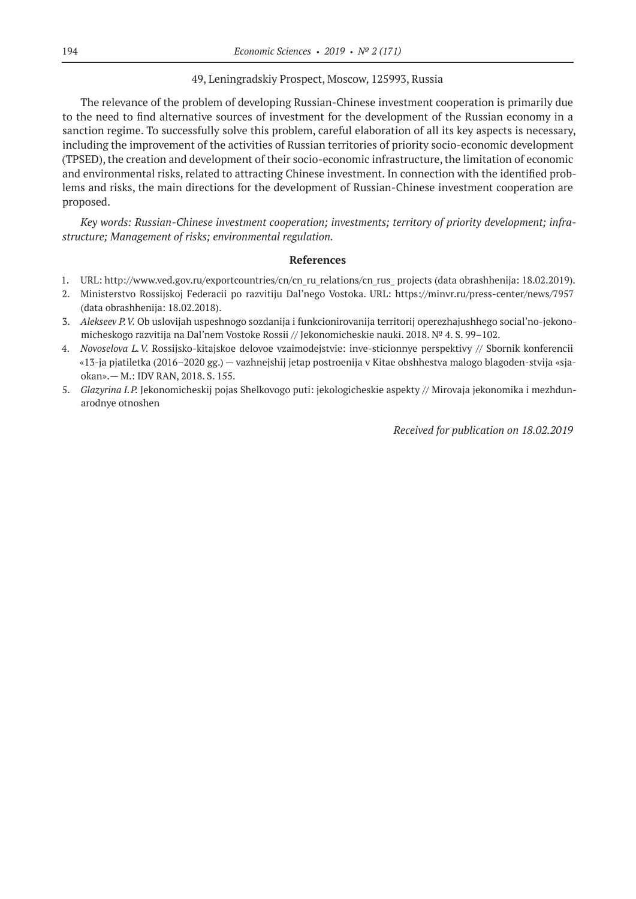49, Leningradskiy Prospect, Moscow, 125993, Russia

The relevance of the problem of developing Russian-Chinese investment cooperation is primarily due to the need to find alternative sources of investment for the development of the Russian economy in a sanction regime. To successfully solve this problem, careful elaboration of all its key aspects is necessary, including the improvement of the activities of Russian territories of priority socio-economic development (TPSED), the creation and development of their socio-economic infrastructure, the limitation of economic and environmental risks, related to attracting Chinese investment. In connection with the identified problems and risks, the main directions for the development of Russian-Chinese investment cooperation are proposed.

*Key words: Russian-Chinese investment cooperation; investments; territory of priority development; infrastructure; Management of risks; environmental regulation.*

### References

1. URL: http://www.ved.gov.ru/exportcountries/cn/cn_ru_relations/cn_rus_ projects (data obrashhenija: 18.02.2019).
2. Ministerstvo Rossijskoj Federacii po razvitiju Dal'nego Vostoka. URL: https://minvr.ru/press-center/news/7957 (data obrashhenija: 18.02.2018).
3. *Alekseev P.V.* Ob uslovijah uspeshnogo sozdanija i funkcionirovanija territorij operezhajushhego social'no-jekonomicheskogo razvitija na Dal'nem Vostoke Rossii // Jekonomicheskie nauki. 2018. № 4. S. 99–102.
4. *Novoselova L.V.* Rossijsko-kitajskoe delovoe vzaimodejstvie: inve-sticionnye perspektivy // Sbornik konferencii «13-ja pjatiletka (2016–2020 gg.) — vazhnejshij jetap postroenija v Kitae obshhestva malogo blagoden-stvija «sjaokan».— M.: IDV RAN, 2018. S. 155.
5. *Glazyrina I.P.* Jekonomicheskij pojas Shelkovogo puti: jekologicheskie aspekty // Mirovaja jekonomika i mezhdunarodnye otnoshen

*Received for publication on 18.02.2019*